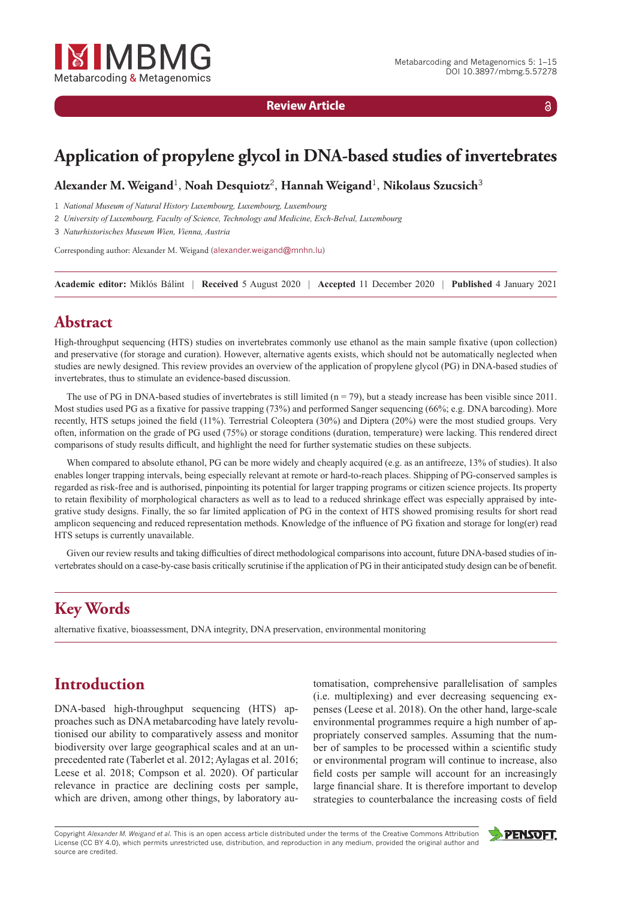Review Article

# Application of propylene glycol in DNA-based studies of invertebrates

**Alexander M. Weigand**[1], **Noah Desquiotz**[2], **Hannah Weigand**[1], **Nikolaus Szucsich**[3]

1 *National Museum of Natural History Luxembourg, Luxembourg, Luxembourg*

2 *University of Luxembourg, Faculty of Science, Technology and Medicine, Esch-Belval, Luxembourg*

3 *Naturhistorisches Museum Wien, Vienna, Austria*

Corresponding author: Alexander M. Weigand (alexander.weigand@mnhn.lu)

**Academic editor:** Miklós Bálint | **Received** 5 August 2020 | **Accepted** 11 December 2020 | **Published** 4 January 2021

## Abstract

High-throughput sequencing (HTS) studies on invertebrates commonly use ethanol as the main sample fixative (upon collection) and preservative (for storage and curation). However, alternative agents exists, which should not be automatically neglected when studies are newly designed. This review provides an overview of the application of propylene glycol (PG) in DNA-based studies of invertebrates, thus to stimulate an evidence-based discussion.

The use of PG in DNA-based studies of invertebrates is still limited (n = 79), but a steady increase has been visible since 2011. Most studies used PG as a fixative for passive trapping (73%) and performed Sanger sequencing (66%; e.g. DNA barcoding). More recently, HTS setups joined the field (11%). Terrestrial Coleoptera (30%) and Diptera (20%) were the most studied groups. Very often, information on the grade of PG used (75%) or storage conditions (duration, temperature) were lacking. This rendered direct comparisons of study results difficult, and highlight the need for further systematic studies on these subjects.

When compared to absolute ethanol, PG can be more widely and cheaply acquired (e.g. as an antifreeze, 13% of studies). It also enables longer trapping intervals, being especially relevant at remote or hard-to-reach places. Shipping of PG-conserved samples is regarded as risk-free and is authorised, pinpointing its potential for larger trapping programs or citizen science projects. Its property to retain flexibility of morphological characters as well as to lead to a reduced shrinkage effect was especially appraised by integrative study designs. Finally, the so far limited application of PG in the context of HTS showed promising results for short read amplicon sequencing and reduced representation methods. Knowledge of the influence of PG fixation and storage for long(er) read HTS setups is currently unavailable.

Given our review results and taking difficulties of direct methodological comparisons into account, future DNA-based studies of invertebrates should on a case-by-case basis critically scrutinise if the application of PG in their anticipated study design can be of benefit.

## Key Words

alternative fixative, bioassessment, DNA integrity, DNA preservation, environmental monitoring

## Introduction

DNA-based high-throughput sequencing (HTS) approaches such as DNA metabarcoding have lately revolutionised our ability to comparatively assess and monitor biodiversity over large geographical scales and at an unprecedented rate (Taberlet et al. 2012; Aylagas et al. 2016; Leese et al. 2018; Compson et al. 2020). Of particular relevance in practice are declining costs per sample, which are driven, among other things, by laboratory automatisation, comprehensive parallelisation of samples (i.e. multiplexing) and ever decreasing sequencing expenses (Leese et al. 2018). On the other hand, large-scale environmental programmes require a high number of appropriately conserved samples. Assuming that the number of samples to be processed within a scientific study or environmental program will continue to increase, also field costs per sample will account for an increasingly large financial share. It is therefore important to develop strategies to counterbalance the increasing costs of field

Copyright *Alexander M. Weigand et al.* This is an open access article distributed under the terms of the Creative Commons Attribution License (CC BY 4.0), which permits unrestricted use, distribution, and reproduction in any medium, provided the original author and source are credited.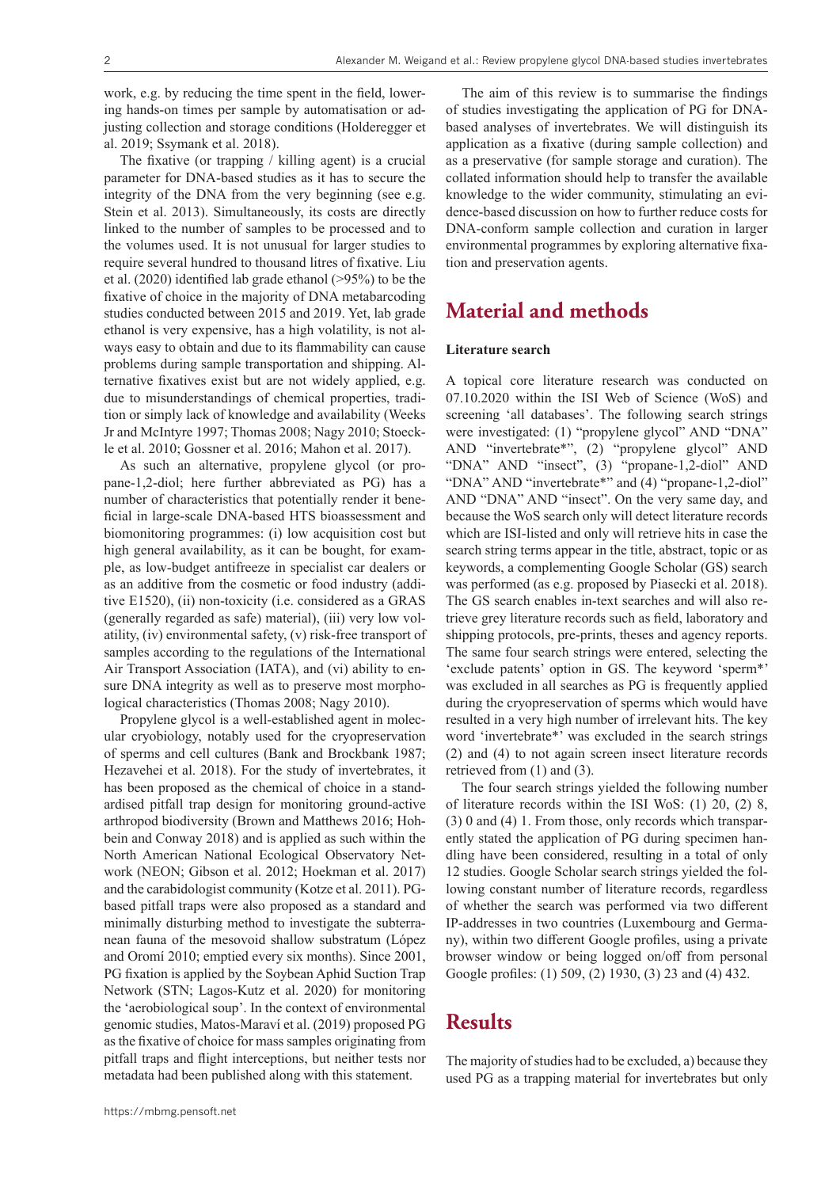work, e.g. by reducing the time spent in the field, lowering hands-on times per sample by automatisation or adjusting collection and storage conditions (Holderegger et al. 2019; Ssymank et al. 2018).

The fixative (or trapping / killing agent) is a crucial parameter for DNA-based studies as it has to secure the integrity of the DNA from the very beginning (see e.g. Stein et al. 2013). Simultaneously, its costs are directly linked to the number of samples to be processed and to the volumes used. It is not unusual for larger studies to require several hundred to thousand litres of fixative. Liu et al. (2020) identified lab grade ethanol (>95%) to be the fixative of choice in the majority of DNA metabarcoding studies conducted between 2015 and 2019. Yet, lab grade ethanol is very expensive, has a high volatility, is not always easy to obtain and due to its flammability can cause problems during sample transportation and shipping. Alternative fixatives exist but are not widely applied, e.g. due to misunderstandings of chemical properties, tradition or simply lack of knowledge and availability (Weeks Jr and McIntyre 1997; Thomas 2008; Nagy 2010; Stoeckle et al. 2010; Gossner et al. 2016; Mahon et al. 2017).

As such an alternative, propylene glycol (or propane-1,2-diol; here further abbreviated as PG) has a number of characteristics that potentially render it beneficial in large-scale DNA-based HTS bioassessment and biomonitoring programmes: (i) low acquisition cost but high general availability, as it can be bought, for example, as low-budget antifreeze in specialist car dealers or as an additive from the cosmetic or food industry (additive E1520), (ii) non-toxicity (i.e. considered as a GRAS (generally regarded as safe) material), (iii) very low volatility, (iv) environmental safety, (v) risk-free transport of samples according to the regulations of the International Air Transport Association (IATA), and (vi) ability to ensure DNA integrity as well as to preserve most morphological characteristics (Thomas 2008; Nagy 2010).

Propylene glycol is a well-established agent in molecular cryobiology, notably used for the cryopreservation of sperms and cell cultures (Bank and Brockbank 1987; Hezavehei et al. 2018). For the study of invertebrates, it has been proposed as the chemical of choice in a standardised pitfall trap design for monitoring ground-active arthropod biodiversity (Brown and Matthews 2016; Hohbein and Conway 2018) and is applied as such within the North American National Ecological Observatory Network (NEON; Gibson et al. 2012; Hoekman et al. 2017) and the carabidologist community (Kotze et al. 2011). PG-based pitfall traps were also proposed as a standard and minimally disturbing method to investigate the subterranean fauna of the mesovoid shallow substratum (López and Oromí 2010; emptied every six months). Since 2001, PG fixation is applied by the Soybean Aphid Suction Trap Network (STN; Lagos-Kutz et al. 2020) for monitoring the 'aerobiological soup'. In the context of environmental genomic studies, Matos-Maraví et al. (2019) proposed PG as the fixative of choice for mass samples originating from pitfall traps and flight interceptions, but neither tests nor metadata had been published along with this statement.

The aim of this review is to summarise the findings of studies investigating the application of PG for DNA-based analyses of invertebrates. We will distinguish its application as a fixative (during sample collection) and as a preservative (for sample storage and curation). The collated information should help to transfer the available knowledge to the wider community, stimulating an evidence-based discussion on how to further reduce costs for DNA-conform sample collection and curation in larger environmental programmes by exploring alternative fixation and preservation agents.

# Material and methods

### Literature search

A topical core literature research was conducted on 07.10.2020 within the ISI Web of Science (WoS) and screening 'all databases'. The following search strings were investigated: (1) "propylene glycol" AND "DNA" AND "invertebrate*", (2) "propylene glycol" AND "DNA" AND "insect", (3) "propane-1,2-diol" AND "DNA" AND "invertebrate*" and (4) "propane-1,2-diol" AND "DNA" AND "insect". On the very same day, and because the WoS search only will detect literature records which are ISI-listed and only will retrieve hits in case the search string terms appear in the title, abstract, topic or as keywords, a complementing Google Scholar (GS) search was performed (as e.g. proposed by Piasecki et al. 2018). The GS search enables in-text searches and will also retrieve grey literature records such as field, laboratory and shipping protocols, pre-prints, theses and agency reports. The same four search strings were entered, selecting the 'exclude patents' option in GS. The keyword 'sperm*' was excluded in all searches as PG is frequently applied during the cryopreservation of sperms which would have resulted in a very high number of irrelevant hits. The key word 'invertebrate*' was excluded in the search strings (2) and (4) to not again screen insect literature records retrieved from (1) and (3).

The four search strings yielded the following number of literature records within the ISI WoS: (1) 20, (2) 8, (3) 0 and (4) 1. From those, only records which transparently stated the application of PG during specimen handling have been considered, resulting in a total of only 12 studies. Google Scholar search strings yielded the following constant number of literature records, regardless of whether the search was performed via two different IP-addresses in two countries (Luxembourg and Germany), within two different Google profiles, using a private browser window or being logged on/off from personal Google profiles: (1) 509, (2) 1930, (3) 23 and (4) 432.

# Results

The majority of studies had to be excluded, a) because they used PG as a trapping material for invertebrates but only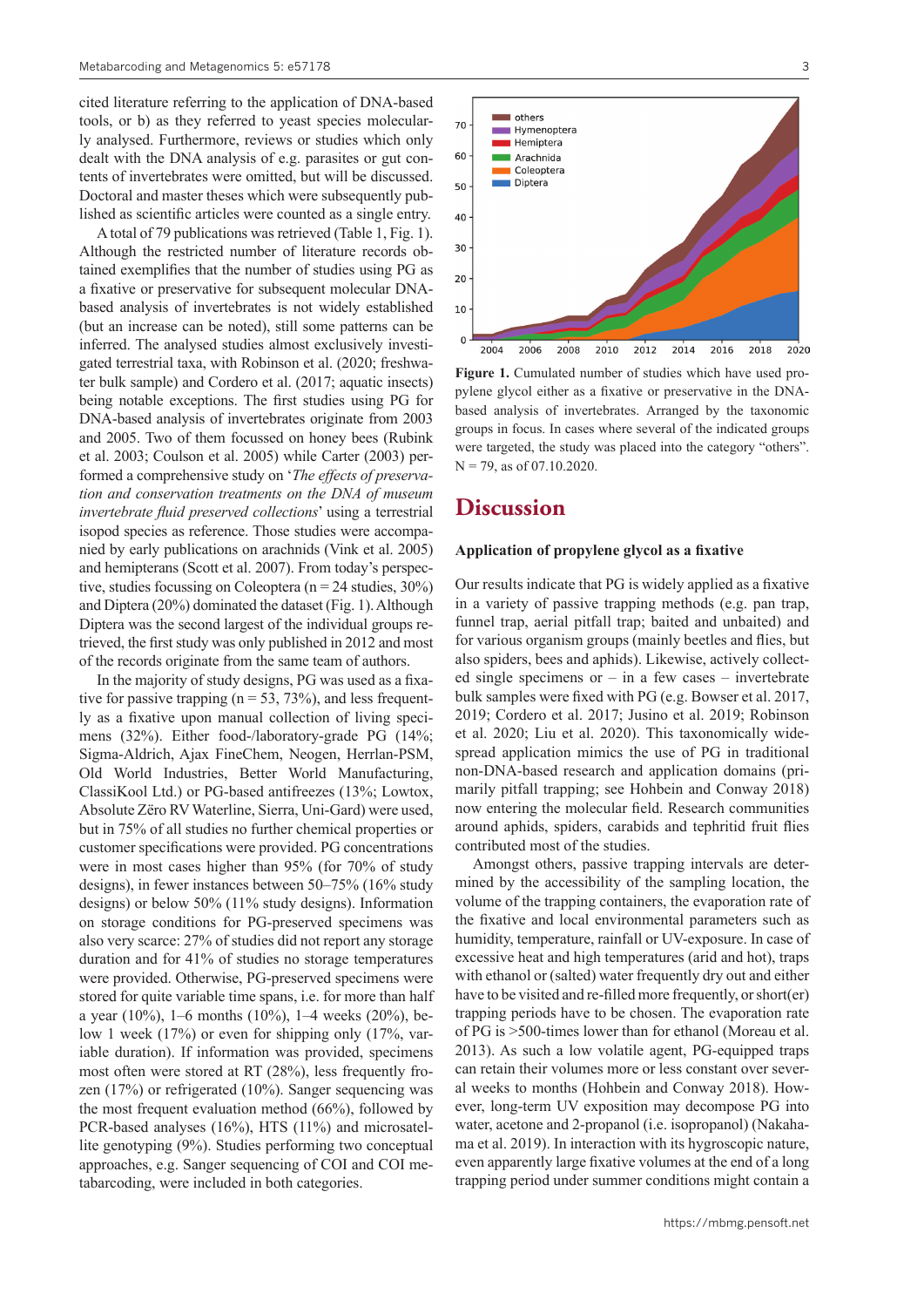cited literature referring to the application of DNA-based tools, or b) as they referred to yeast species molecularly analysed. Furthermore, reviews or studies which only dealt with the DNA analysis of e.g. parasites or gut contents of invertebrates were omitted, but will be discussed. Doctoral and master theses which were subsequently published as scientific articles were counted as a single entry.

A total of 79 publications was retrieved (Table 1, Fig. 1). Although the restricted number of literature records obtained exemplifies that the number of studies using PG as a fixative or preservative for subsequent molecular DNA-based analysis of invertebrates is not widely established (but an increase can be noted), still some patterns can be inferred. The analysed studies almost exclusively investigated terrestrial taxa, with Robinson et al. (2020; freshwater bulk sample) and Cordero et al. (2017; aquatic insects) being notable exceptions. The first studies using PG for DNA-based analysis of invertebrates originate from 2003 and 2005. Two of them focussed on honey bees (Rubink et al. 2003; Coulson et al. 2005) while Carter (2003) performed a comprehensive study on '*The effects of preservation and conservation treatments on the DNA of museum invertebrate fluid preserved collections*' using a terrestrial isopod species as reference. Those studies were accompanied by early publications on arachnids (Vink et al. 2005) and hemipterans (Scott et al. 2007). From today's perspective, studies focussing on Coleoptera (n = 24 studies, 30%) and Diptera (20%) dominated the dataset (Fig. 1). Although Diptera was the second largest of the individual groups retrieved, the first study was only published in 2012 and most of the records originate from the same team of authors.

In the majority of study designs, PG was used as a fixative for passive trapping (n = 53, 73%), and less frequently as a fixative upon manual collection of living specimens (32%). Either food-/laboratory-grade PG (14%; Sigma-Aldrich, Ajax FineChem, Neogen, Herrlan-PSM, Old World Industries, Better World Manufacturing, ClassiKool Ltd.) or PG-based antifreezes (13%; Lowtox, Absolute Zëro RV Waterline, Sierra, Uni-Gard) were used, but in 75% of all studies no further chemical properties or customer specifications were provided. PG concentrations were in most cases higher than 95% (for 70% of study designs), in fewer instances between 50–75% (16% study designs) or below 50% (11% study designs). Information on storage conditions for PG-preserved specimens was also very scarce: 27% of studies did not report any storage duration and for 41% of studies no storage temperatures were provided. Otherwise, PG-preserved specimens were stored for quite variable time spans, i.e. for more than half a year (10%), 1–6 months (10%), 1–4 weeks (20%), below 1 week (17%) or even for shipping only (17%, variable duration). If information was provided, specimens most often were stored at RT (28%), less frequently frozen (17%) or refrigerated (10%). Sanger sequencing was the most frequent evaluation method (66%), followed by PCR-based analyses (16%), HTS (11%) and microsatellite genotyping (9%). Studies performing two conceptual approaches, e.g. Sanger sequencing of COI and COI metabarcoding, were included in both categories.

**Figure 1.** Cumulated number of studies which have used propylene glycol either as a fixative or preservative in the DNA-based analysis of invertebrates. Arranged by the taxonomic groups in focus. In cases where several of the indicated groups were targeted, the study was placed into the category "others". N = 79, as of 07.10.2020.

# Discussion

### Application of propylene glycol as a fixative

Our results indicate that PG is widely applied as a fixative in a variety of passive trapping methods (e.g. pan trap, funnel trap, aerial pitfall trap; baited and unbaited) and for various organism groups (mainly beetles and flies, but also spiders, bees and aphids). Likewise, actively collected single specimens or – in a few cases – invertebrate bulk samples were fixed with PG (e.g. Bowser et al. 2017, 2019; Cordero et al. 2017; Jusino et al. 2019; Robinson et al. 2020; Liu et al. 2020). This taxonomically widespread application mimics the use of PG in traditional non-DNA-based research and application domains (primarily pitfall trapping; see Hohbein and Conway 2018) now entering the molecular field. Research communities around aphids, spiders, carabids and tephritid fruit flies contributed most of the studies.

Amongst others, passive trapping intervals are determined by the accessibility of the sampling location, the volume of the trapping containers, the evaporation rate of the fixative and local environmental parameters such as humidity, temperature, rainfall or UV-exposure. In case of excessive heat and high temperatures (arid and hot), traps with ethanol or (salted) water frequently dry out and either have to be visited and re-filled more frequently, or short(er) trapping periods have to be chosen. The evaporation rate of PG is >500-times lower than for ethanol (Moreau et al. 2013). As such a low volatile agent, PG-equipped traps can retain their volumes more or less constant over several weeks to months (Hohbein and Conway 2018). However, long-term UV exposition may decompose PG into water, acetone and 2-propanol (i.e. isopropanol) (Nakahama et al. 2019). In interaction with its hygroscopic nature, even apparently large fixative volumes at the end of a long trapping period under summer conditions might contain a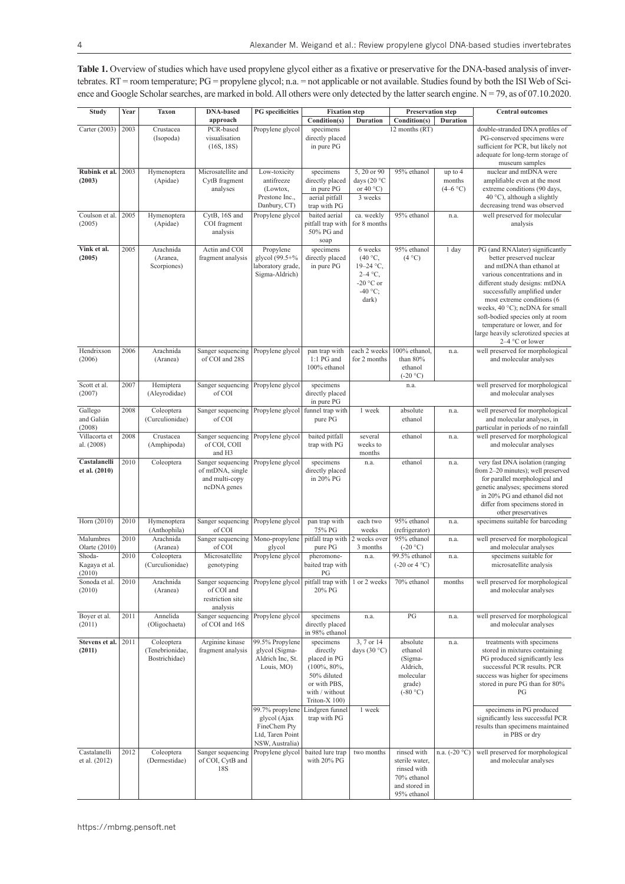**Table 1.** Overview of studies which have used propylene glycol either as a fixative or preservative for the DNA-based analysis of invertebrates. RT = room temperature; PG = propylene glycol; n.a. = not applicable or not available. Studies found by both the ISI Web of Science and Google Scholar searches, are marked in bold. All others were only detected by the latter search engine. N = 79, as of 07.10.2020.

| Study | Year | Taxon | DNA-based approach | PG specificities | Fixation step | | Preservation step | | Central outcomes |
|---|---|---|---|---|---|---|---|---|---|
| | | | | | Condition(s) | Duration | Condition(s) | Duration | |
| Carter (2003) | 2003 | Crustacea (Isopoda) | PCR-based visualisation (16S, 18S) | Propylene glycol | specimens directly placed in pure PG | | 12 months (RT) | | double-stranded DNA profiles of PG-conserved specimens were sufficient for PCR, but likely not adequate for long-term storage of museum samples |
| **Rubink et al. (2003)** | 2003 | Hymenoptera (Apidae) | Microsatellite and CytB fragment analyses | Low-toxicity antifreeze (Lowtox, Prestone Inc., Danbury, CT) | specimens directly placed in pure PG; aerial pitfall trap with PG | 5, 20 or 90 days (20 °C or 40 °C); 3 weeks | 95% ethanol | up to 4 months (4–6 °C) | nuclear and mtDNA were amplifiable even at the most extreme conditions (90 days, 40 °C), although a slightly decreasing trend was observed |
| Coulson et al. (2005) | 2005 | Hymenoptera (Apidae) | CytB, 16S and COI fragment analysis | Propylene glycol | baited aerial pitfall trap with 50% PG and soap | ca. weekly for 8 months | 95% ethanol | n.a. | well preserved for molecular analysis |
| **Vink et al. (2005)** | 2005 | Arachnida (Aranea, Scorpiones) | Actin and COI fragment analysis | Propylene glycol (99.5+% laboratory grade, Sigma-Aldrich) | specimens directly placed in pure PG | 6 weeks (40 °C, 19–24 °C, 2–4 °C, -20 °C or -40 °C; dark) | 95% ethanol (4 °C) | 1 day | PG (and RNAlater) significantly better preserved nuclear and mtDNA than ethanol at various concentrations and in different study designs: mtDNA successfully amplified under most extreme conditions (6 weeks, 40 °C); ncDNA for small soft-bodied species only at room temperature or lower, and for large heavily sclerotized species at 2–4 °C or lower |
| Hendrixson (2006) | 2006 | Arachnida (Aranea) | Sanger sequencing of COI and 28S | Propylene glycol | pan trap with 1:1 PG and 100% ethanol | each 2 weeks for 2 months | 100% ethanol, than 80% ethanol (-20 °C) | n.a. | well preserved for morphological and molecular analyses |
| Scott et al. (2007) | 2007 | Hemiptera (Aleyrodidae) | Sanger sequencing of COI | Propylene glycol | specimens directly placed in pure PG | | n.a. | | well preserved for morphological and molecular analyses |
| Gallego and Galián (2008) | 2008 | Coleoptera (Curculionidae) | Sanger sequencing of COI | Propylene glycol | funnel trap with pure PG | 1 week | absolute ethanol | n.a. | well preserved for morphological and molecular analyses, in particular in periods of no rainfall |
| Villacorta et al. (2008) | 2008 | Crustacea (Amphipoda) | Sanger sequencing of COI, COII and H3 | Propylene glycol | baited pitfall trap with PG | several weeks to months | ethanol | n.a. | well preserved for morphological and molecular analyses |
| **Castalanelli et al. (2010)** | 2010 | Coleoptera | Sanger sequencing of mtDNA, single and multi-copy ncDNA genes | Propylene glycol | specimens directly placed in 20% PG | n.a. | ethanol | n.a. | very fast DNA isolation (ranging from 2–20 minutes); well preserved for parallel morphological and genetic analyses; specimens stored in 20% PG and ethanol did not differ from specimens stored in other preservatives |
| Horn (2010) | 2010 | Hymenoptera (Anthophila) | Sanger sequencing of COI | Propylene glycol | pan trap with 75% PG | each two weeks | 95% ethanol (refrigerator) | n.a. | specimens suitable for barcoding |
| Malumbres Olarte (2010) | 2010 | Arachnida (Aranea) | Sanger sequencing of COI | Mono-propylene glycol | pitfall trap with pure PG | 2 weeks over 3 months | 95% ethanol (-20 °C) | n.a. | well preserved for morphological and molecular analyses |
| Shoda-Kagaya et al. (2010) | 2010 | Coleoptera (Curculionidae) | Microsatellite genotyping | Propylene glycol | pheromone-baited trap with PG | n.a. | 99.5% ethanol (-20 or 4 °C) | n.a. | specimens suitable for microsatellite analysis |
| Sonoda et al. (2010) | 2010 | Arachnida (Aranea) | Sanger sequencing of COI and restriction site analysis | Propylene glycol | pitfall trap with 20% PG | 1 or 2 weeks | 70% ethanol | months | well preserved for morphological and molecular analyses |
| Boyer et al. (2011) | 2011 | Annelida (Oligochaeta) | Sanger sequencing of COI and 16S | Propylene glycol | specimens directly placed in 98% ethanol | n.a. | PG | n.a. | well preserved for morphological and molecular analyses |
| **Stevens et al. (2011)** | 2011 | Coleoptera (Tenebrionidae, Bostrichidae) | Arginine kinase fragment analysis | 99.5% Propylene glycol (Sigma-Aldrich Inc, St. Louis, MO) | specimens directly placed in PG (100%, 80%, 50% diluted or with PBS, with / without Triton-X 100) | 3, 7 or 14 days (30 °C) | absolute ethanol (Sigma-Aldrich, molecular grade) (-80 °C) | n.a. | treatments with specimens stored in mixtures containing PG produced significantly less successful PCR results. PCR success was higher for specimens stored in pure PG than for 80% PG |
| | | | | 99.7% propylene glycol (Ajax FineChem Pty Ltd, Taren Point NSW, Australia) | Lindgren funnel trap with PG | 1 week | | | specimens in PG produced significantly less successful PCR results than specimens maintained in PBS or dry |
| Castalanelli et al. (2012) | 2012 | Coleoptera (Dermestidae) | Sanger sequencing of COI, CytB and 18S | Propylene glycol | baited lure trap with 20% PG | two months | rinsed with sterile water, rinsed with 70% ethanol and stored in 95% ethanol | n.a. (-20 °C) | well preserved for morphological and molecular analyses |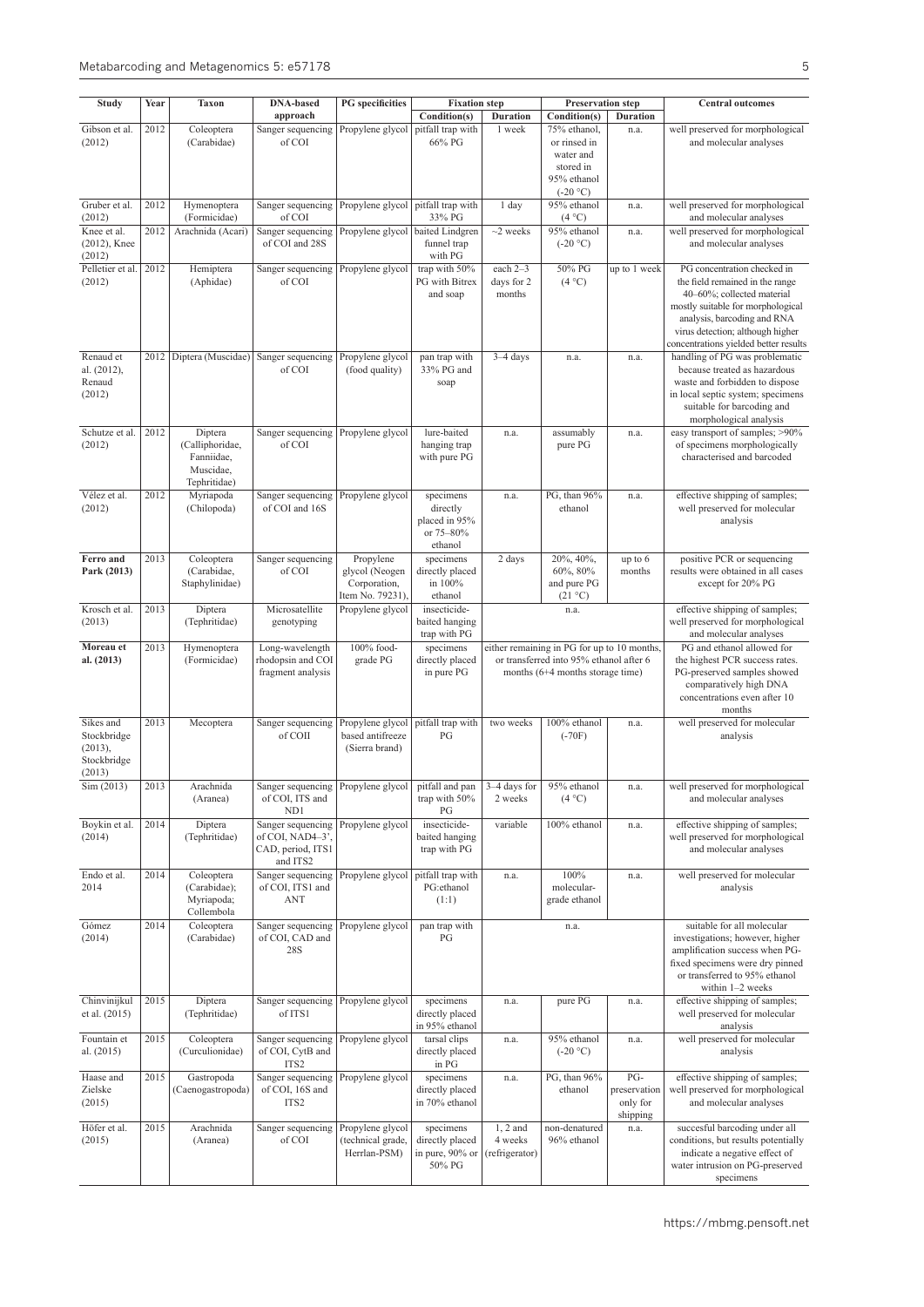| Study | Year | Taxon | DNA-based approach | PG specificities | Fixation step | | Preservation step | | Central outcomes |
|---|---|---|---|---|---|---|---|---|---|
| | | | | | Condition(s) | Duration | Condition(s) | Duration | |
| Gibson et al. (2012) | 2012 | Coleoptera (Carabidae) | Sanger sequencing of COI | Propylene glycol | pitfall trap with 66% PG | 1 week | 75% ethanol, or rinsed in water and stored in 95% ethanol (-20 °C) | n.a. | well preserved for morphological and molecular analyses |
| Gruber et al. (2012) | 2012 | Hymenoptera (Formicidae) | Sanger sequencing of COI | Propylene glycol | pitfall trap with 33% PG | 1 day | 95% ethanol (4 °C) | n.a. | well preserved for morphological and molecular analyses |
| Knee et al. (2012), Knee (2012) | 2012 | Arachnida (Acari) | Sanger sequencing of COI and 28S | Propylene glycol | baited Lindgren funnel trap with PG | ~2 weeks | 95% ethanol (-20 °C) | n.a. | well preserved for morphological and molecular analyses |
| Pelletier et al. (2012) | 2012 | Hemiptera (Aphidae) | Sanger sequencing of COI | Propylene glycol | trap with 50% PG with Bitrex and soap | each 2–3 days for 2 months | 50% PG (4 °C) | up to 1 week | PG concentration checked in the field remained in the range 40–60%; collected material mostly suitable for morphological analysis, barcoding and RNA virus detection; although higher concentrations yielded better results |
| Renaud et al. (2012), Renaud (2012) | 2012 | Diptera (Muscidae) | Sanger sequencing of COI | Propylene glycol (food quality) | pan trap with 33% PG and soap | 3–4 days | n.a. | n.a. | handling of PG was problematic because treated as hazardous waste and forbidden to dispose in local septic system; specimens suitable for barcoding and morphological analysis |
| Schutze et al. (2012) | 2012 | Diptera (Calliphoridae, Fanniidae, Muscidae, Tephritidae) | Sanger sequencing of COI | Propylene glycol | lure-baited hanging trap with pure PG | n.a. | assumably pure PG | n.a. | easy transport of samples; >90% of specimens morphologically characterised and barcoded |
| Vélez et al. (2012) | 2012 | Myriapoda (Chilopoda) | Sanger sequencing of COI and 16S | Propylene glycol | specimens directly placed in 95% or 75–80% ethanol | n.a. | PG, than 96% ethanol | n.a. | effective shipping of samples; well preserved for molecular analysis |
| **Ferro and Park (2013)** | 2013 | Coleoptera (Carabidae, Staphylinidae) | Sanger sequencing of COI | Propylene glycol (Neogen Corporation, Item No. 79231), | specimens directly placed in 100% ethanol | 2 days | 20%, 40%, 60%, 80% and pure PG (21 °C) | up to 6 months | positive PCR or sequencing results were obtained in all cases except for 20% PG |
| Krosch et al. (2013) | 2013 | Diptera (Tephritidae) | Microsatellite genotyping | Propylene glycol | insecticide-baited hanging trap with PG | n.a. | | | effective shipping of samples; well preserved for morphological and molecular analyses |
| **Moreau et al. (2013)** | 2013 | Hymenoptera (Formicidae) | Long-wavelength rhodopsin and COI fragment analysis | 100% food-grade PG | specimens directly placed in pure PG | either remaining in PG for up to 10 months, or transferred into 95% ethanol after 6 months (6+4 months storage time) | | | PG and ethanol allowed for the highest PCR success rates. PG-preserved samples showed comparatively high DNA concentrations even after 10 months |
| Sikes and Stockbridge (2013), Stockbridge (2013) | 2013 | Mecoptera | Sanger sequencing of COII | Propylene glycol based antifreeze (Sierra brand) | pitfall trap with PG | two weeks | 100% ethanol (-70F) | n.a. | well preserved for molecular analysis |
| Sim (2013) | 2013 | Arachnida (Aranea) | Sanger sequencing of COI, ITS and ND1 | Propylene glycol | pitfall and pan trap with 50% PG | 3–4 days for 2 weeks | 95% ethanol (4 °C) | n.a. | well preserved for morphological and molecular analyses |
| Boykin et al. (2014) | 2014 | Diptera (Tephritidae) | Sanger sequencing of COI, NAD4–3', CAD, period, ITS1 and ITS2 | Propylene glycol | insecticide-baited hanging trap with PG | variable | 100% ethanol | n.a. | effective shipping of samples; well preserved for morphological and molecular analyses |
| Endo et al. 2014 | 2014 | Coleoptera (Carabidae); Myriapoda; Collembola | Sanger sequencing of COI, ITS1 and ANT | Propylene glycol | pitfall trap with PG:ethanol (1:1) | n.a. | 100% molecular-grade ethanol | n.a. | well preserved for molecular analysis |
| Gómez (2014) | 2014 | Coleoptera (Carabidae) | Sanger sequencing of COI, CAD and 28S | Propylene glycol | pan trap with PG | n.a. | | | suitable for all molecular investigations; however, higher amplification success when PG-fixed specimens were dry pinned or transferred to 95% ethanol within 1–2 weeks |
| Chinvinijkul et al. (2015) | 2015 | Diptera (Tephritidae) | Sanger sequencing of ITS1 | Propylene glycol | specimens directly placed in 95% ethanol | n.a. | pure PG | n.a. | effective shipping of samples; well preserved for molecular analysis |
| Fountain et al. (2015) | 2015 | Coleoptera (Curculionidae) | Sanger sequencing of COI, CytB and ITS2 | Propylene glycol | tarsal clips directly placed in PG | n.a. | 95% ethanol (-20 °C) | n.a. | well preserved for molecular analysis |
| Haase and Zielske (2015) | 2015 | Gastropoda (Caenogastropoda) | Sanger sequencing of COI, 16S and ITS2 | Propylene glycol | specimens directly placed in 70% ethanol | n.a. | PG, than 96% ethanol | PG-preservation only for shipping | effective shipping of samples; well preserved for morphological and molecular analyses |
| Höfer et al. (2015) | 2015 | Arachnida (Aranea) | Sanger sequencing of COI | Propylene glycol (technical grade, Herrlan-PSM) | specimens directly placed in pure, 90% or 50% PG | 1, 2 and 4 weeks (refrigerator) | non-denatured 96% ethanol | n.a. | succesful barcoding under all conditions, but results potentially indicate a negative effect of water intrusion on PG-preserved specimens |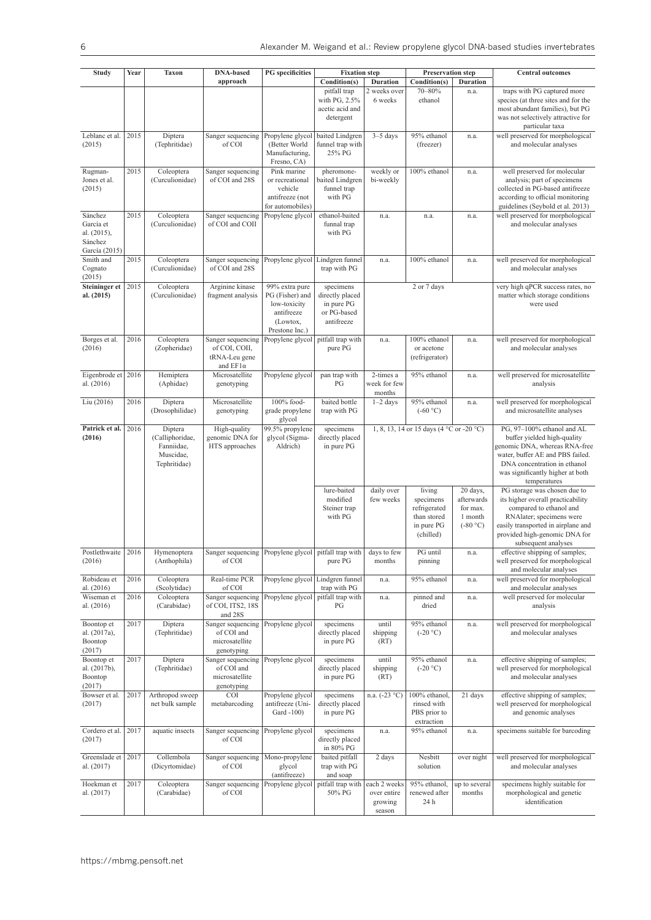| Study | Year | Taxon | DNA-based approach | PG specificities | Fixation step | | Preservation step | | Central outcomes |
|---|---|---|---|---|---|---|---|---|---|
| | | | | | Condition(s) | Duration | Condition(s) | Duration | |
| | | | | | pitfall trap with PG, 2.5% acetic acid and detergent | 2 weeks over 6 weeks | 70–80% ethanol | n.a. | traps with PG captured more species (at three sites and for the most abundant families), but PG was not selectively attractive for particular taxa |
| Leblanc et al. (2015) | 2015 | Diptera (Tephritidae) | Sanger sequencing of COI | Propylene glycol (Better World Manufacturing, Fresno, CA) | baited Lindgren funnel trap with 25% PG | 3–5 days | 95% ethanol (freezer) | n.a. | well preserved for morphological and molecular analyses |
| Rugman-Jones et al. (2015) | 2015 | Coleoptera (Curculionidae) | Sanger sequencing of COI and 28S | Pink marine or recreational vehicle antifreeze (not for automobiles) | pheromone-baited Lindgren funnel trap with PG | weekly or bi-weekly | 100% ethanol | n.a. | well preserved for molecular analysis; part of specimens collected in PG-based antifreeze according to official monitoring guidelines (Seybold et al. 2013) |
| Sánchez García et al. (2015), Sánchez García (2015) | 2015 | Coleoptera (Curculionidae) | Sanger sequencing of COI and COII | Propylene glycol | ethanol-baited funnal trap with PG | n.a. | n.a. | n.a. | well preserved for morphological and molecular analyses |
| Smith and Cognato (2015) | 2015 | Coleoptera (Curculionidae) | Sanger sequencing of COI and 28S | Propylene glycol | Lindgren funnel trap with PG | n.a. | 100% ethanol | n.a. | well preserved for morphological and molecular analyses |
| **Steininger et al. (2015)** | 2015 | Coleoptera (Curculionidae) | Arginine kinase fragment analysis | 99% extra pure PG (Fisher) and low-toxicity antifreeze (Lowtox, Prestone Inc.) | specimens directly placed in pure PG or PG-based antifreeze | 2 or 7 days | | | very high qPCR success rates, no matter which storage conditions were used |
| Borges et al. (2016) | 2016 | Coleoptera (Zopheridae) | Sanger sequencing of COI, COII, tRNA-Leu gene and EF1α | Propylene glycol | pitfall trap with pure PG | n.a. | 100% ethanol or acetone (refrigerator) | n.a. | well preserved for morphological and molecular analyses |
| Eigenbrode et al. (2016) | 2016 | Hemiptera (Aphidae) | Microsatellite genotyping | Propylene glycol | pan trap with PG | 2-times a week for few months | 95% ethanol | n.a. | well preserved for microsatellite analysis |
| Liu (2016) | 2016 | Diptera (Drosophilidae) | Microsatellite genotyping | 100% food-grade propylene glycol | baited bottle trap with PG | 1–2 days | 95% ethanol (-60 °C) | n.a. | well preserved for morphological and microsatellite analyses |
| **Patrick et al. (2016)** | 2016 | Diptera (Calliphoridae, Fanniidae, Muscidae, Tephritidae) | High-quality genomic DNA for HTS approaches | 99.5% propylene glycol (Sigma-Aldrich) | specimens directly placed in pure PG | 1, 8, 13, 14 or 15 days (4 °C or -20 °C) | | | PG, 97–100% ethanol and AL buffer yielded high-quality genomic DNA, whereas RNA-free water, buffer AE and PBS failed. DNA concentration in ethanol was significantly higher at both temperatures |
| | | | | | lure-baited modified Steiner trap with PG | daily over few weeks | living specimens refrigerated than stored in pure PG (chilled) | 20 days, afterwards for max. 1 month (-80 °C) | PG storage was chosen due to its higher overall practicability compared to ethanol and RNAlater; specimens were easily transported in airplane and provided high-genomic DNA for subsequent analyses |
| Postlethwaite (2016) | 2016 | Hymenoptera (Anthophila) | Sanger sequencing of COI | Propylene glycol | pitfall trap with pure PG | days to few months | PG until pinning | n.a. | effective shipping of samples; well preserved for morphological and molecular analyses |
| Robideau et al. (2016) | 2016 | Coleoptera (Scolytidae) | Real-time PCR of COI | Propylene glycol | Lindgren funnel trap with PG | n.a. | 95% ethanol | n.a. | well preserved for morphological and molecular analyses |
| Wiseman et al. (2016) | 2016 | Coleoptera (Carabidae) | Sanger sequencing of COI, ITS2, 18S and 28S | Propylene glycol | pitfall trap with PG | n.a. | pinned and dried | n.a. | well preserved for molecular analysis |
| Boontop et al. (2017a), Boontop (2017) | 2017 | Diptera (Tephritidae) | Sanger sequencing of COI and microsatellite genotyping | Propylene glycol | specimens directly placed in pure PG | until shipping (RT) | 95% ethanol (-20 °C) | n.a. | well preserved for morphological and molecular analyses |
| Boontop et al. (2017b), Boontop (2017) | 2017 | Diptera (Tephritidae) | Sanger sequencing of COI and microsatellite genotyping | Propylene glycol | specimens directly placed in pure PG | until shipping (RT) | 95% ethanol (-20 °C) | n.a. | effective shipping of samples; well preserved for morphological and molecular analyses |
| Bowser et al. (2017) | 2017 | Arthropod sweep net bulk sample | COI metabarcoding | Propylene glycol antifreeze (Uni-Gard -100) | specimens directly placed in pure PG | n.a. (-23 °C) | 100% ethanol, rinsed with PBS prior to extraction | 21 days | effective shipping of samples; well preserved for morphological and genomic analyses |
| Cordero et al. (2017) | 2017 | aquatic insects | Sanger sequencing of COI | Propylene glycol | specimens directly placed in 80% PG | n.a. | 95% ethanol | n.a. | specimens suitable for barcoding |
| Greenslade et al. (2017) | 2017 | Collembola (Dicyrtomidae) | Sanger sequencing of COI | Mono-propylene glycol (antifreeze) | baited pitfall trap with PG and soap | 2 days | Nesbitt solution | over night | well preserved for morphological and molecular analyses |
| Hoekman et al. (2017) | 2017 | Coleoptera (Carabidae) | Sanger sequencing of COI | Propylene glycol | pitfall trap with 50% PG | each 2 weeks over entire growing season | 95% ethanol, renewed after 24 h | up to several months | specimens highly suitable for morphological and genetic identification |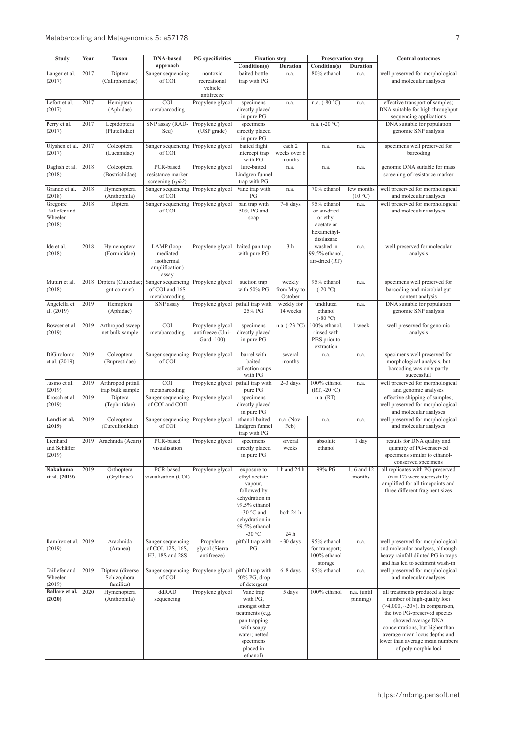| Study | Year | Taxon | DNA-based approach | PG specificities | Fixation step | | Preservation step | | Central outcomes |
|---|---|---|---|---|---|---|---|---|---|
| | | | | | Condition(s) | Duration | Condition(s) | Duration | |
| Langer et al. (2017) | 2017 | Diptera (Calliphoridae) | Sanger sequencing of COI | nontoxic recreational vehicle antifreeze | baited bottle trap with PG | n.a. | 80% ethanol | n.a. | well preserved for morphological and molecular analyses |
| Lefort et al. (2017) | 2017 | Hemiptera (Aphidae) | COI metabarcoding | Propylene glycol | specimens directly placed in pure PG | n.a. | n.a. (-80 °C) | n.a. | effective transport of samples; DNA suitable for high-throughput sequencing applications |
| Perry et al. (2017) | 2017 | Lepidoptera (Plutellidae) | SNP assay (RAD-Seq) | Propylene glycol (USP grade) | specimens directly placed in pure PG | n.a. (-20 °C) | | | DNA suitable for population genomic SNP analysis |
| Ulyshen et al. (2017) | 2017 | Coleoptera (Lucanidae) | Sanger sequencing of COI | Propylene glycol | baited flight intercept trap with PG | each 2 weeks over 6 months | n.a. | n.a. | specimens well preserved for barcoding |
| Daglish et al. (2018) | 2018 | Coleoptera (Bostrichidae) | PCR-based resistance marker screening (*rph2*) | Propylene glycol | lure-baited Lindgren funnel trap with PG | n.a. | n.a. | n.a. | genomic DNA suitable for mass screening of resistance marker |
| Grando et al. (2018) | 2018 | Hymenoptera (Anthophila) | Sanger sequencing of COI | Propylene glycol | Vane trap with PG | n.a. | 70% ethanol | few months (10 °C) | well preserved for morphological and molecular analyses |
| Gregoire Taillefer and Wheeler (2018) | 2018 | Diptera | Sanger sequencing of COI | Propylene glycol | pan trap with 50% PG and soap | 7–8 days | 95% ethanol or air-dried or ethyl acetate or hexamethyl-disilazane | n.a. | well preserved for morphological and molecular analyses |
| Ide et al. (2018) | 2018 | Hymenoptera (Formicidae) | LAMP (loop-mediated isothermal amplification) assay | Propylene glycol | baited pan trap with pure PG | 3 h | washed in 99.5% ethanol, air-dried (RT) | n.a. | well preserved for molecular analysis |
| Muturi et al. (2018) | 2018 | Diptera (Culicidae; gut content) | Sanger sequencing of COI and 16S metabarcoding | Propylene glycol | suction trap with 50% PG | weekly from May to October | 95% ethanol (-20 °C) | n.a. | specimens well preserved for barcoding and microbial gut content analysis |
| Angelella et al. (2019) | 2019 | Hemiptera (Aphidae) | SNP assay | Propylene glycol | pitfall trap with 25% PG | weekly for 14 weeks | undiluted ethanol (-80 °C) | n.a. | DNA suitable for population genomic SNP analysis |
| Bowser et al. (2019) | 2019 | Arthropod sweep net bulk sample | COI metabarcoding | Propylene glycol antifreeze (Uni-Gard -100) | specimens directly placed in pure PG | n.a. (-23 °C) | 100% ethanol, rinsed with PBS prior to extraction | 1 week | well preserved for genomic analysis |
| DiGirolomo et al. (2019) | 2019 | Coleoptera (Buprestidae) | Sanger sequencing of COI | Propylene glycol | barrel with baited collection cups with PG | several months | n.a. | n.a. | specimens well preserved for morphological analysis, but barcoding was only partly successfull |
| Jusino et al. (2019) | 2019 | Arthropod pitfall trap bulk sample | COI metabarcoding | Propylene glycol | pitfall trap with pure PG | 2–3 days | 100% ethanol (RT, -20 °C) | n.a. | well preserved for morphological and genomic analyses |
| Krosch et al. (2019) | 2019 | Diptera (Tephritidae) | Sanger sequencing of COI and COII | Propylene glycol | specimens directly placed in pure PG | n.a. (RT) | | | effective shipping of samples; well preserved for morphological and molecular analyses |
| **Landi et al. (2019)** | 2019 | Coleoptera (Curculionidae) | Sanger sequencing of COI | Propylene glycol | ethanol-baited Lindgren funnel trap with PG | n.a. (Nov-Feb) | n.a. | n.a. | well preserved for morphological and molecular analyses |
| Lienhard and Schäffer (2019) | 2019 | Arachnida (Acari) | PCR-based visualisation | Propylene glycol | specimens directly placed in pure PG | several weeks | absolute ethanol | 1 day | results for DNA quality and quantity of PG-conserved specimens similar to ethanol-conserved specimens |
| **Nakahama et al. (2019)** | 2019 | Orthoptera (Gryllidae) | PCR-based visualisation (COI) | Propylene glycol | exposure to ethyl acetate vapour, followed by dehydration in 99.5% ethanol | 1 h and 24 h | 99% PG | 1, 6 and 12 months | all replicates with PG-preserved (n = 12) were successfully amplified for all timepoints and three different fragment sizes |
| | | | | | -30 °C and dehydration in 99.5% ethanol | both 24 h | | | |
| | | | | | -30 °C | 24 h | | | |
| Ramírez et al. (2019) | 2019 | Arachnida (Aranea) | Sanger sequencing of COI, 12S, 16S, H3, 18S and 28S | Propylene glycol (Sierra antifreeze) | pitfall trap with PG | ~30 days | 95% ethanol for transport; 100% ethanol storage | n.a. | well preserved for morphological and molecular analyses, although heavy rainfall diluted PG in traps and has led to sediment wash-in |
| Taillefer and Wheeler (2019) | 2019 | Diptera (diverse Schizophora families) | Sanger sequencing of COI | Propylene glycol | pitfall trap with 50% PG, drop of detergent | 6–8 days | 95% ethanol | n.a. | well preserved for morphological and molecular analyses |
| **Ballare et al. (2020)** | 2020 | Hymenoptera (Anthophila) | ddRAD sequencing | Propylene glycol | Vane trap with PG, amongst other treatments (e.g. pan trapping with soapy water; netted specimens placed in ethanol) | 5 days | 100% ethanol | n.a. (until pinning) | all treatments produced a large number of high-quality loci (>4,000, ~20×). In comparison, the two PG-preserved species showed average DNA concentrations, but higher than average mean locus depths and lower than average mean numbers of polymorphic loci |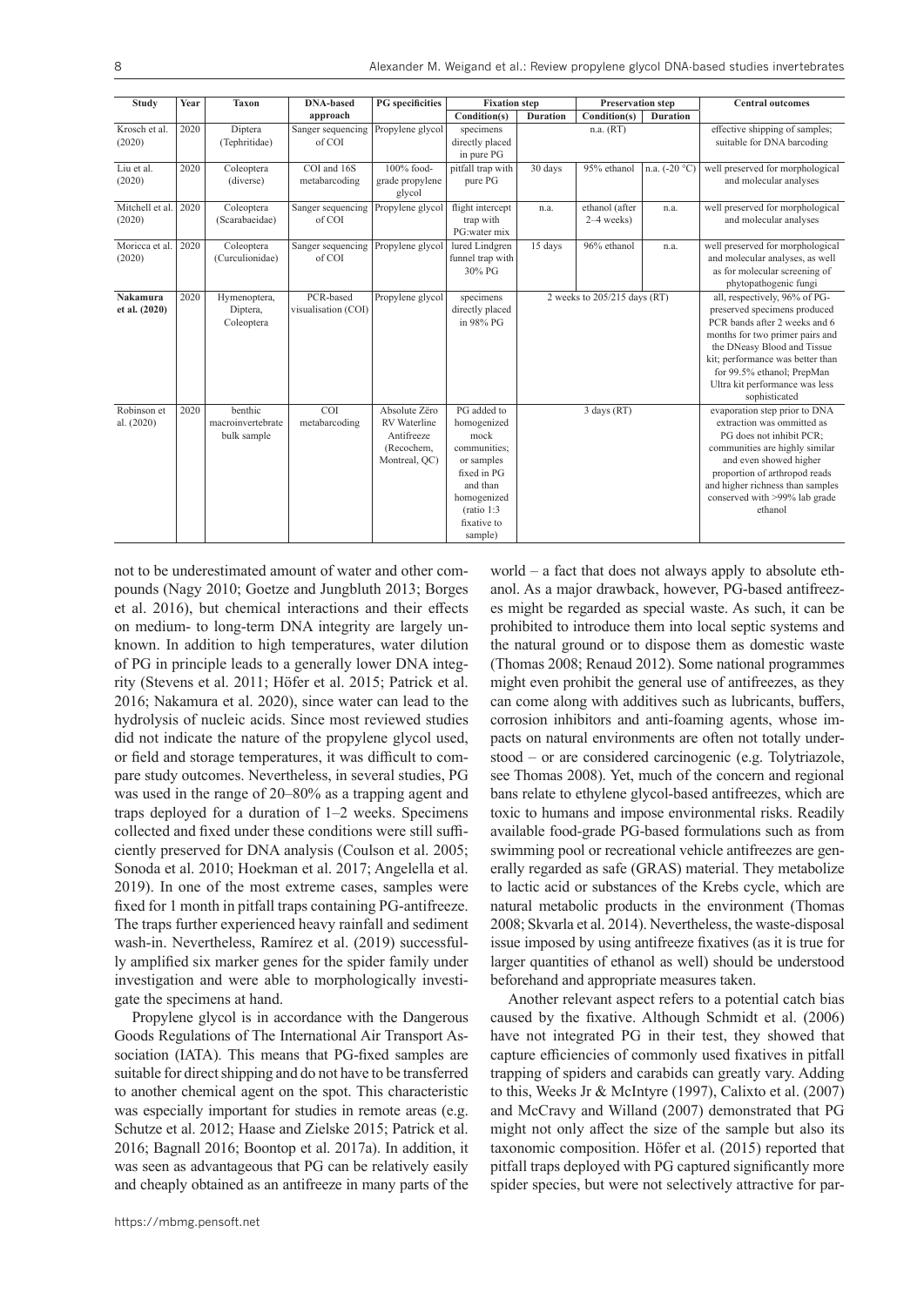| Study | Year | Taxon | DNA-based approach | PG specificities | Fixation step | | Preservation step | | Central outcomes |
|---|---|---|---|---|---|---|---|---|---|
| | | | | | Condition(s) | Duration | Condition(s) | Duration | |
| Krosch et al. (2020) | 2020 | Diptera (Tephritidae) | Sanger sequencing of COI | Propylene glycol | specimens directly placed in pure PG | n.a. (RT) | | | effective shipping of samples; suitable for DNA barcoding |
| Liu et al. (2020) | 2020 | Coleoptera (diverse) | COI and 16S metabarcoding | 100% food-grade propylene glycol | pitfall trap with pure PG | 30 days | 95% ethanol | n.a. (-20 °C) | well preserved for morphological and molecular analyses |
| Mitchell et al. (2020) | 2020 | Coleoptera (Scarabaeidae) | Sanger sequencing of COI | Propylene glycol | flight intercept trap with PG:water mix | n.a. | ethanol (after 2–4 weeks) | n.a. | well preserved for morphological and molecular analyses |
| Moricca et al. (2020) | 2020 | Coleoptera (Curculionidae) | Sanger sequencing of COI | Propylene glycol | lured Lindgren funnel trap with 30% PG | 15 days | 96% ethanol | n.a. | well preserved for morphological and molecular analyses, as well as for molecular screening of phytopathogenic fungi |
| **Nakamura et al. (2020)** | 2020 | Hymenoptera, Diptera, Coleoptera | PCR-based visualisation (COI) | Propylene glycol | specimens directly placed in 98% PG | 2 weeks to 205/215 days (RT) | | | all, respectively, 96% of PG-preserved specimens produced PCR bands after 2 weeks and 6 months for two primer pairs and the DNeasy Blood and Tissue kit; performance was better than for 99.5% ethanol; PrepMan Ultra kit performance was less sophisticated |
| Robinson et al. (2020) | 2020 | benthic macroinvertebrate bulk sample | COI metabarcoding | Absolute Zëro RV Waterline Antifreeze (Recochem, Montreal, QC) | PG added to homogenized mock communities; or samples fixed in PG and than homogenized (ratio 1:3 fixative to sample) | 3 days (RT) | | | evaporation step prior to DNA extraction was ommitted as PG does not inhibit PCR; communities are highly similar and even showed higher proportion of arthropod reads and higher richness than samples conserved with >99% lab grade ethanol |

not to be underestimated amount of water and other compounds (Nagy 2010; Goetze and Jungbluth 2013; Borges et al. 2016), but chemical interactions and their effects on medium- to long-term DNA integrity are largely unknown. In addition to high temperatures, water dilution of PG in principle leads to a generally lower DNA integrity (Stevens et al. 2011; Höfer et al. 2015; Patrick et al. 2016; Nakamura et al. 2020), since water can lead to the hydrolysis of nucleic acids. Since most reviewed studies did not indicate the nature of the propylene glycol used, or field and storage temperatures, it was difficult to compare study outcomes. Nevertheless, in several studies, PG was used in the range of 20–80% as a trapping agent and traps deployed for a duration of 1–2 weeks. Specimens collected and fixed under these conditions were still sufficiently preserved for DNA analysis (Coulson et al. 2005; Sonoda et al. 2010; Hoekman et al. 2017; Angelella et al. 2019). In one of the most extreme cases, samples were fixed for 1 month in pitfall traps containing PG-antifreeze. The traps further experienced heavy rainfall and sediment wash-in. Nevertheless, Ramírez et al. (2019) successfully amplified six marker genes for the spider family under investigation and were able to morphologically investigate the specimens at hand.

Propylene glycol is in accordance with the Dangerous Goods Regulations of The International Air Transport Association (IATA). This means that PG-fixed samples are suitable for direct shipping and do not have to be transferred to another chemical agent on the spot. This characteristic was especially important for studies in remote areas (e.g. Schutze et al. 2012; Haase and Zielske 2015; Patrick et al. 2016; Bagnall 2016; Boontop et al. 2017a). In addition, it was seen as advantageous that PG can be relatively easily and cheaply obtained as an antifreeze in many parts of the world – a fact that does not always apply to absolute ethanol. As a major drawback, however, PG-based antifreezes might be regarded as special waste. As such, it can be prohibited to introduce them into local septic systems and the natural ground or to dispose them as domestic waste (Thomas 2008; Renaud 2012). Some national programmes might even prohibit the general use of antifreezes, as they can come along with additives such as lubricants, buffers, corrosion inhibitors and anti-foaming agents, whose impacts on natural environments are often not totally understood – or are considered carcinogenic (e.g. Tolytriazole, see Thomas 2008). Yet, much of the concern and regional bans relate to ethylene glycol-based antifreezes, which are toxic to humans and impose environmental risks. Readily available food-grade PG-based formulations such as from swimming pool or recreational vehicle antifreezes are generally regarded as safe (GRAS) material. They metabolize to lactic acid or substances of the Krebs cycle, which are natural metabolic products in the environment (Thomas 2008; Skvarla et al. 2014). Nevertheless, the waste-disposal issue imposed by using antifreeze fixatives (as it is true for larger quantities of ethanol as well) should be understood beforehand and appropriate measures taken.

Another relevant aspect refers to a potential catch bias caused by the fixative. Although Schmidt et al. (2006) have not integrated PG in their test, they showed that capture efficiencies of commonly used fixatives in pitfall trapping of spiders and carabids can greatly vary. Adding to this, Weeks Jr & McIntyre (1997), Calixto et al. (2007) and McCravy and Willand (2007) demonstrated that PG might not only affect the size of the sample but also its taxonomic composition. Höfer et al. (2015) reported that pitfall traps deployed with PG captured significantly more spider species, but were not selectively attractive for par-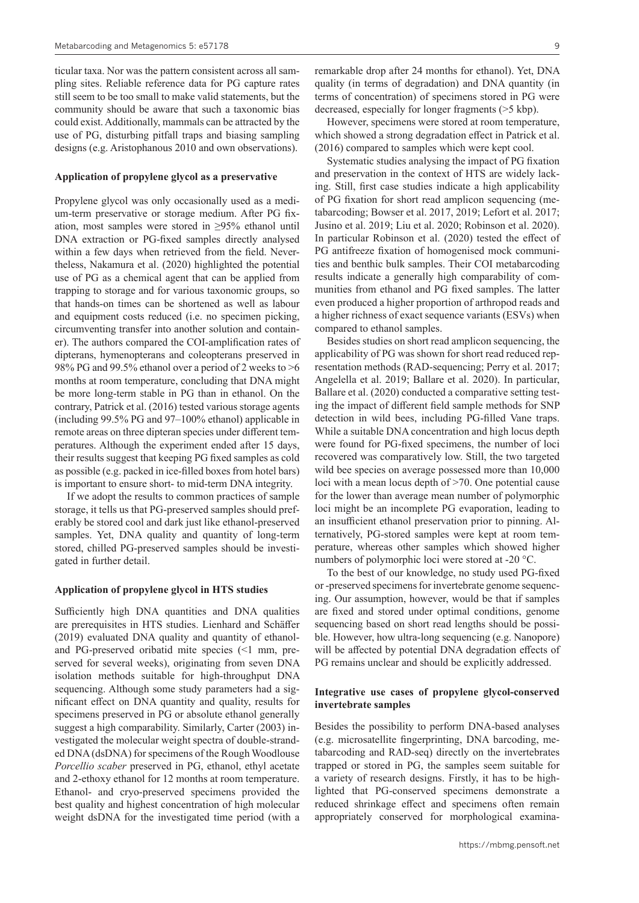ticular taxa. Nor was the pattern consistent across all sampling sites. Reliable reference data for PG capture rates still seem to be too small to make valid statements, but the community should be aware that such a taxonomic bias could exist. Additionally, mammals can be attracted by the use of PG, disturbing pitfall traps and biasing sampling designs (e.g. Aristophanous 2010 and own observations).

### Application of propylene glycol as a preservative

Propylene glycol was only occasionally used as a medium-term preservative or storage medium. After PG fixation, most samples were stored in ≥95% ethanol until DNA extraction or PG-fixed samples directly analysed within a few days when retrieved from the field. Nevertheless, Nakamura et al. (2020) highlighted the potential use of PG as a chemical agent that can be applied from trapping to storage and for various taxonomic groups, so that hands-on times can be shortened as well as labour and equipment costs reduced (i.e. no specimen picking, circumventing transfer into another solution and container). The authors compared the COI-amplification rates of dipterans, hymenopterans and coleopterans preserved in 98% PG and 99.5% ethanol over a period of 2 weeks to >6 months at room temperature, concluding that DNA might be more long-term stable in PG than in ethanol. On the contrary, Patrick et al. (2016) tested various storage agents (including 99.5% PG and 97–100% ethanol) applicable in remote areas on three dipteran species under different temperatures. Although the experiment ended after 15 days, their results suggest that keeping PG fixed samples as cold as possible (e.g. packed in ice-filled boxes from hotel bars) is important to ensure short- to mid-term DNA integrity.

If we adopt the results to common practices of sample storage, it tells us that PG-preserved samples should preferably be stored cool and dark just like ethanol-preserved samples. Yet, DNA quality and quantity of long-term stored, chilled PG-preserved samples should be investigated in further detail.

### Application of propylene glycol in HTS studies

Sufficiently high DNA quantities and DNA qualities are prerequisites in HTS studies. Lienhard and Schäffer (2019) evaluated DNA quality and quantity of ethanol- and PG-preserved oribatid mite species (<1 mm, preserved for several weeks), originating from seven DNA isolation methods suitable for high-throughput DNA sequencing. Although some study parameters had a significant effect on DNA quantity and quality, results for specimens preserved in PG or absolute ethanol generally suggest a high comparability. Similarly, Carter (2003) investigated the molecular weight spectra of double-stranded DNA (dsDNA) for specimens of the Rough Woodlouse *Porcellio scaber* preserved in PG, ethanol, ethyl acetate and 2-ethoxy ethanol for 12 months at room temperature. Ethanol- and cryo-preserved specimens provided the best quality and highest concentration of high molecular weight dsDNA for the investigated time period (with a remarkable drop after 24 months for ethanol). Yet, DNA quality (in terms of degradation) and DNA quantity (in terms of concentration) of specimens stored in PG were decreased, especially for longer fragments (>5 kbp).

However, specimens were stored at room temperature, which showed a strong degradation effect in Patrick et al. (2016) compared to samples which were kept cool.

Systematic studies analysing the impact of PG fixation and preservation in the context of HTS are widely lacking. Still, first case studies indicate a high applicability of PG fixation for short read amplicon sequencing (metabarcoding; Bowser et al. 2017, 2019; Lefort et al. 2017; Jusino et al. 2019; Liu et al. 2020; Robinson et al. 2020). In particular Robinson et al. (2020) tested the effect of PG antifreeze fixation of homogenised mock communities and benthic bulk samples. Their COI metabarcoding results indicate a generally high comparability of communities from ethanol and PG fixed samples. The latter even produced a higher proportion of arthropod reads and a higher richness of exact sequence variants (ESVs) when compared to ethanol samples.

Besides studies on short read amplicon sequencing, the applicability of PG was shown for short read reduced representation methods (RAD-sequencing; Perry et al. 2017; Angelella et al. 2019; Ballare et al. 2020). In particular, Ballare et al. (2020) conducted a comparative setting testing the impact of different field sample methods for SNP detection in wild bees, including PG-filled Vane traps. While a suitable DNA concentration and high locus depth were found for PG-fixed specimens, the number of loci recovered was comparatively low. Still, the two targeted wild bee species on average possessed more than 10,000 loci with a mean locus depth of >70. One potential cause for the lower than average mean number of polymorphic loci might be an incomplete PG evaporation, leading to an insufficient ethanol preservation prior to pinning. Alternatively, PG-stored samples were kept at room temperature, whereas other samples which showed higher numbers of polymorphic loci were stored at -20 °C.

To the best of our knowledge, no study used PG-fixed or -preserved specimens for invertebrate genome sequencing. Our assumption, however, would be that if samples are fixed and stored under optimal conditions, genome sequencing based on short read lengths should be possible. However, how ultra-long sequencing (e.g. Nanopore) will be affected by potential DNA degradation effects of PG remains unclear and should be explicitly addressed.

### Integrative use cases of propylene glycol-conserved invertebrate samples

Besides the possibility to perform DNA-based analyses (e.g. microsatellite fingerprinting, DNA barcoding, metabarcoding and RAD-seq) directly on the invertebrates trapped or stored in PG, the samples seem suitable for a variety of research designs. Firstly, it has to be highlighted that PG-conserved specimens demonstrate a reduced shrinkage effect and specimens often remain appropriately conserved for morphological examina-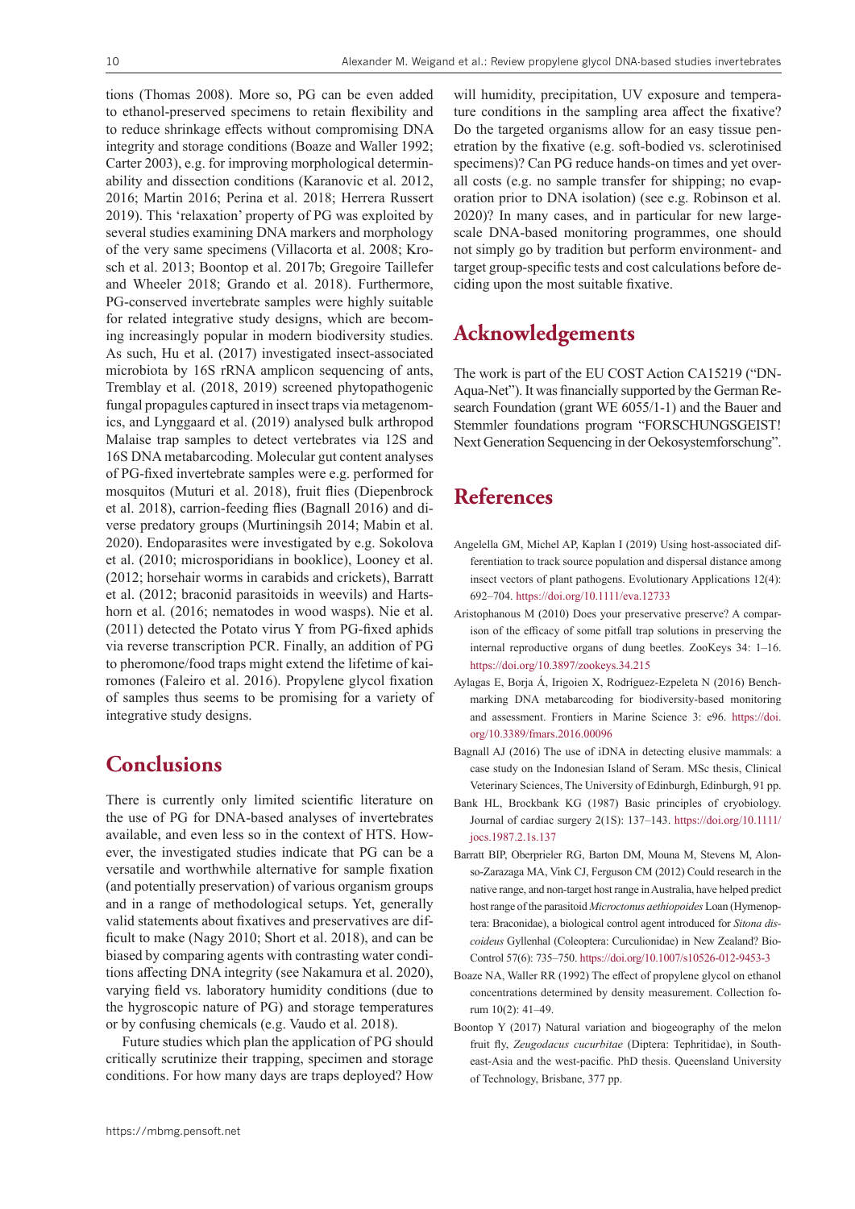tions (Thomas 2008). More so, PG can be even added to ethanol-preserved specimens to retain flexibility and to reduce shrinkage effects without compromising DNA integrity and storage conditions (Boaze and Waller 1992; Carter 2003), e.g. for improving morphological determinability and dissection conditions (Karanovic et al. 2012, 2016; Martin 2016; Perina et al. 2018; Herrera Russert 2019). This 'relaxation' property of PG was exploited by several studies examining DNA markers and morphology of the very same specimens (Villacorta et al. 2008; Krosch et al. 2013; Boontop et al. 2017b; Gregoire Taillefer and Wheeler 2018; Grando et al. 2018). Furthermore, PG-conserved invertebrate samples were highly suitable for related integrative study designs, which are becoming increasingly popular in modern biodiversity studies. As such, Hu et al. (2017) investigated insect-associated microbiota by 16S rRNA amplicon sequencing of ants, Tremblay et al. (2018, 2019) screened phytopathogenic fungal propagules captured in insect traps via metagenomics, and Lynggaard et al. (2019) analysed bulk arthropod Malaise trap samples to detect vertebrates via 12S and 16S DNA metabarcoding. Molecular gut content analyses of PG-fixed invertebrate samples were e.g. performed for mosquitos (Muturi et al. 2018), fruit flies (Diepenbrock et al. 2018), carrion-feeding flies (Bagnall 2016) and diverse predatory groups (Murtiningsih 2014; Mabin et al. 2020). Endoparasites were investigated by e.g. Sokolova et al. (2010; microsporidians in booklice), Looney et al. (2012; horsehair worms in carabids and crickets), Barratt et al. (2012; braconid parasitoids in weevils) and Hartshorn et al. (2016; nematodes in wood wasps). Nie et al. (2011) detected the Potato virus Y from PG-fixed aphids via reverse transcription PCR. Finally, an addition of PG to pheromone/food traps might extend the lifetime of kairomones (Faleiro et al. 2016). Propylene glycol fixation of samples thus seems to be promising for a variety of integrative study designs.

# Conclusions

There is currently only limited scientific literature on the use of PG for DNA-based analyses of invertebrates available, and even less so in the context of HTS. However, the investigated studies indicate that PG can be a versatile and worthwhile alternative for sample fixation (and potentially preservation) of various organism groups and in a range of methodological setups. Yet, generally valid statements about fixatives and preservatives are difficult to make (Nagy 2010; Short et al. 2018), and can be biased by comparing agents with contrasting water conditions affecting DNA integrity (see Nakamura et al. 2020), varying field vs. laboratory humidity conditions (due to the hygroscopic nature of PG) and storage temperatures or by confusing chemicals (e.g. Vaudo et al. 2018).

Future studies which plan the application of PG should critically scrutinize their trapping, specimen and storage conditions. For how many days are traps deployed? How will humidity, precipitation, UV exposure and temperature conditions in the sampling area affect the fixative? Do the targeted organisms allow for an easy tissue penetration by the fixative (e.g. soft-bodied vs. sclerotinised specimens)? Can PG reduce hands-on times and yet overall costs (e.g. no sample transfer for shipping; no evaporation prior to DNA isolation) (see e.g. Robinson et al. 2020)? In many cases, and in particular for new large-scale DNA-based monitoring programmes, one should not simply go by tradition but perform environment- and target group-specific tests and cost calculations before deciding upon the most suitable fixative.

# Acknowledgements

The work is part of the EU COST Action CA15219 ("DNAqua-Net"). It was financially supported by the German Research Foundation (grant WE 6055/1-1) and the Bauer and Stemmler foundations program "FORSCHUNGSGEIST! Next Generation Sequencing in der Oekosystemforschung".

# References

Angelella GM, Michel AP, Kaplan I (2019) Using host-associated differentiation to track source population and dispersal distance among insect vectors of plant pathogens. Evolutionary Applications 12(4): 692–704. https://doi.org/10.1111/eva.12733

Aristophanous M (2010) Does your preservative preserve? A comparison of the efficacy of some pitfall trap solutions in preserving the internal reproductive organs of dung beetles. ZooKeys 34: 1–16. https://doi.org/10.3897/zookeys.34.215

Aylagas E, Borja Á, Irigoien X, Rodríguez-Ezpeleta N (2016) Benchmarking DNA metabarcoding for biodiversity-based monitoring and assessment. Frontiers in Marine Science 3: e96. https://doi.org/10.3389/fmars.2016.00096

Bagnall AJ (2016) The use of iDNA in detecting elusive mammals: a case study on the Indonesian Island of Seram. MSc thesis, Clinical Veterinary Sciences, The University of Edinburgh, Edinburgh, 91 pp.

Bank HL, Brockbank KG (1987) Basic principles of cryobiology. Journal of cardiac surgery 2(1S): 137–143. https://doi.org/10.1111/jocs.1987.2.1s.137

Barratt BIP, Oberprieler RG, Barton DM, Mouna M, Stevens M, Alonso-Zarazaga MA, Vink CJ, Ferguson CM (2012) Could research in the native range, and non-target host range in Australia, have helped predict host range of the parasitoid *Microctonus aethiopoides* Loan (Hymenoptera: Braconidae), a biological control agent introduced for *Sitona discoideus* Gyllenhal (Coleoptera: Curculionidae) in New Zealand? BioControl 57(6): 735–750. https://doi.org/10.1007/s10526-012-9453-3

Boaze NA, Waller RR (1992) The effect of propylene glycol on ethanol concentrations determined by density measurement. Collection forum 10(2): 41–49.

Boontop Y (2017) Natural variation and biogeography of the melon fruit fly, *Zeugodacus cucurbitae* (Diptera: Tephritidae), in South-east-Asia and the west-pacific. PhD thesis. Queensland University of Technology, Brisbane, 377 pp.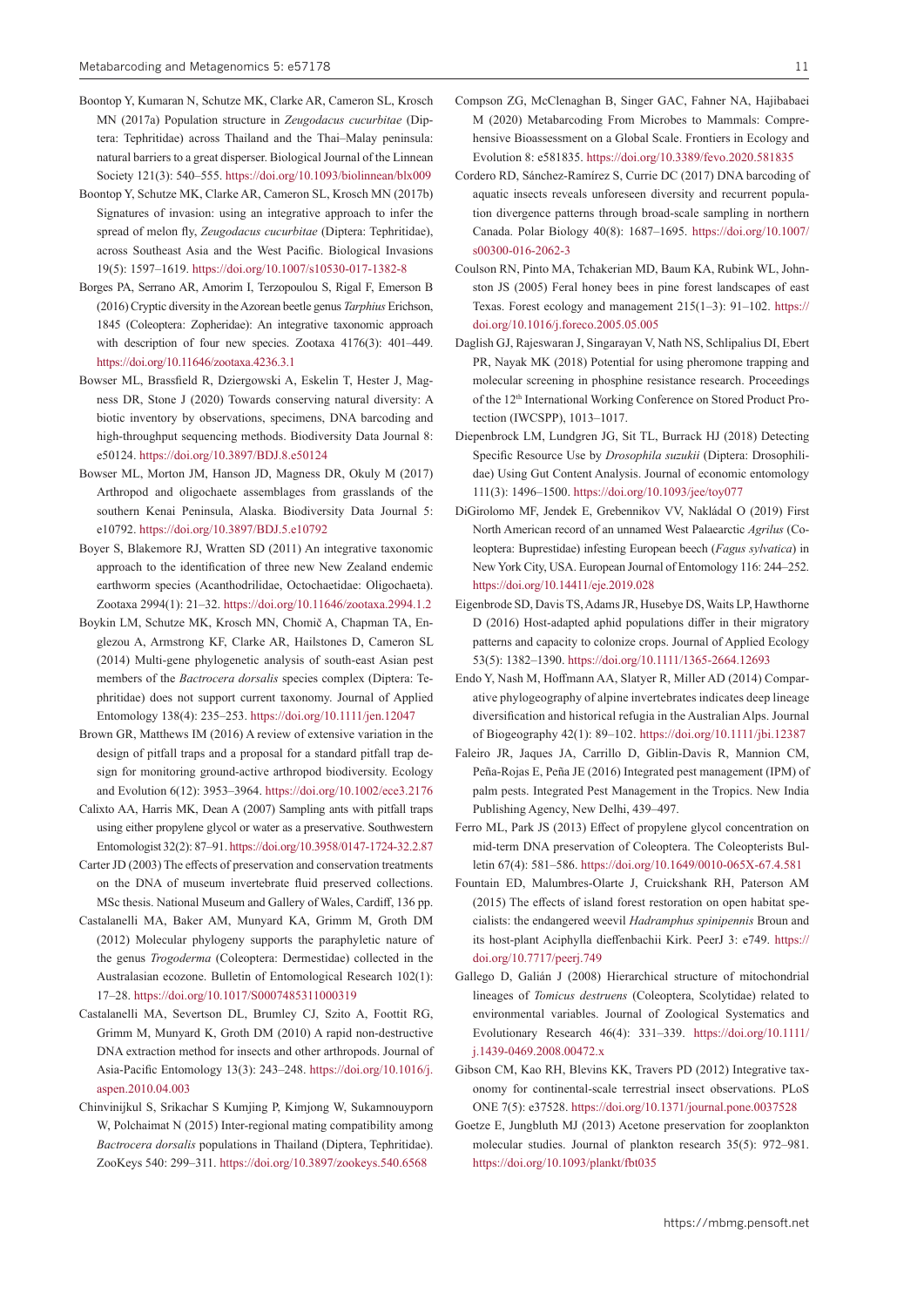Boontop Y, Kumaran N, Schutze MK, Clarke AR, Cameron SL, Krosch MN (2017a) Population structure in *Zeugodacus cucurbitae* (Diptera: Tephritidae) across Thailand and the Thai–Malay peninsula: natural barriers to a great disperser. Biological Journal of the Linnean Society 121(3): 540–555. https://doi.org/10.1093/biolinnean/blx009

Boontop Y, Schutze MK, Clarke AR, Cameron SL, Krosch MN (2017b) Signatures of invasion: using an integrative approach to infer the spread of melon fly, *Zeugodacus cucurbitae* (Diptera: Tephritidae), across Southeast Asia and the West Pacific. Biological Invasions 19(5): 1597–1619. https://doi.org/10.1007/s10530-017-1382-8

Borges PA, Serrano AR, Amorim I, Terzopoulou S, Rigal F, Emerson B (2016) Cryptic diversity in the Azorean beetle genus *Tarphius* Erichson, 1845 (Coleoptera: Zopheridae): An integrative taxonomic approach with description of four new species. Zootaxa 4176(3): 401–449. https://doi.org/10.11646/zootaxa.4236.3.1

Bowser ML, Brassfield R, Dziergowski A, Eskelin T, Hester J, Magness DR, Stone J (2020) Towards conserving natural diversity: A biotic inventory by observations, specimens, DNA barcoding and high-throughput sequencing methods. Biodiversity Data Journal 8: e50124. https://doi.org/10.3897/BDJ.8.e50124

Bowser ML, Morton JM, Hanson JD, Magness DR, Okuly M (2017) Arthropod and oligochaete assemblages from grasslands of the southern Kenai Peninsula, Alaska. Biodiversity Data Journal 5: e10792. https://doi.org/10.3897/BDJ.5.e10792

Boyer S, Blakemore RJ, Wratten SD (2011) An integrative taxonomic approach to the identification of three new New Zealand endemic earthworm species (Acanthodrilidae, Octochaetidae: Oligochaeta). Zootaxa 2994(1): 21–32. https://doi.org/10.11646/zootaxa.2994.1.2

Boykin LM, Schutze MK, Krosch MN, Chomič A, Chapman TA, Englezou A, Armstrong KF, Clarke AR, Hailstones D, Cameron SL (2014) Multi-gene phylogenetic analysis of south-east Asian pest members of the *Bactrocera dorsalis* species complex (Diptera: Tephritidae) does not support current taxonomy. Journal of Applied Entomology 138(4): 235–253. https://doi.org/10.1111/jen.12047

Brown GR, Matthews IM (2016) A review of extensive variation in the design of pitfall traps and a proposal for a standard pitfall trap design for monitoring ground-active arthropod biodiversity. Ecology and Evolution 6(12): 3953–3964. https://doi.org/10.1002/ece3.2176

Calixto AA, Harris MK, Dean A (2007) Sampling ants with pitfall traps using either propylene glycol or water as a preservative. Southwestern Entomologist 32(2): 87–91. https://doi.org/10.3958/0147-1724-32.2.87

Carter JD (2003) The effects of preservation and conservation treatments on the DNA of museum invertebrate fluid preserved collections. MSc thesis. National Museum and Gallery of Wales, Cardiff, 136 pp.

Castalanelli MA, Baker AM, Munyard KA, Grimm M, Groth DM (2012) Molecular phylogeny supports the paraphyletic nature of the genus *Trogoderma* (Coleoptera: Dermestidae) collected in the Australasian ecozone. Bulletin of Entomological Research 102(1): 17–28. https://doi.org/10.1017/S0007485311000319

Castalanelli MA, Severtson DL, Brumley CJ, Szito A, Foottit RG, Grimm M, Munyard K, Groth DM (2010) A rapid non-destructive DNA extraction method for insects and other arthropods. Journal of Asia-Pacific Entomology 13(3): 243–248. https://doi.org/10.1016/j.aspen.2010.04.003

Chinvinijkul S, Srikachar S Kumjing P, Kimjong W, Sukamnouyporn W, Polchaimat N (2015) Inter-regional mating compatibility among *Bactrocera dorsalis* populations in Thailand (Diptera, Tephritidae). ZooKeys 540: 299–311. https://doi.org/10.3897/zookeys.540.6568

Compson ZG, McClenaghan B, Singer GAC, Fahner NA, Hajibabaei M (2020) Metabarcoding From Microbes to Mammals: Comprehensive Bioassessment on a Global Scale. Frontiers in Ecology and Evolution 8: e581835. https://doi.org/10.3389/fevo.2020.581835

Cordero RD, Sánchez-Ramírez S, Currie DC (2017) DNA barcoding of aquatic insects reveals unforeseen diversity and recurrent population divergence patterns through broad-scale sampling in northern Canada. Polar Biology 40(8): 1687–1695. https://doi.org/10.1007/s00300-016-2062-3

Coulson RN, Pinto MA, Tchakerian MD, Baum KA, Rubink WL, Johnston JS (2005) Feral honey bees in pine forest landscapes of east Texas. Forest ecology and management 215(1–3): 91–102. https://doi.org/10.1016/j.foreco.2005.05.005

Daglish GJ, Rajeswaran J, Singarayan V, Nath NS, Schlipalius DI, Ebert PR, Nayak MK (2018) Potential for using pheromone trapping and molecular screening in phosphine resistance research. Proceedings of the 12th International Working Conference on Stored Product Protection (IWCSPP), 1013–1017.

Diepenbrock LM, Lundgren JG, Sit TL, Burrack HJ (2018) Detecting Specific Resource Use by *Drosophila suzukii* (Diptera: Drosophilidae) Using Gut Content Analysis. Journal of economic entomology 111(3): 1496–1500. https://doi.org/10.1093/jee/toy077

DiGirolomo MF, Jendek E, Grebennikov VV, Nakládal O (2019) First North American record of an unnamed West Palaearctic *Agrilus* (Coleoptera: Buprestidae) infesting European beech (*Fagus sylvatica*) in New York City, USA. European Journal of Entomology 116: 244–252. https://doi.org/10.14411/eje.2019.028

Eigenbrode SD, Davis TS, Adams JR, Husebye DS, Waits LP, Hawthorne D (2016) Host-adapted aphid populations differ in their migratory patterns and capacity to colonize crops. Journal of Applied Ecology 53(5): 1382–1390. https://doi.org/10.1111/1365-2664.12693

Endo Y, Nash M, Hoffmann AA, Slatyer R, Miller AD (2014) Comparative phylogeography of alpine invertebrates indicates deep lineage diversification and historical refugia in the Australian Alps. Journal of Biogeography 42(1): 89–102. https://doi.org/10.1111/jbi.12387

Faleiro JR, Jaques JA, Carrillo D, Giblin-Davis R, Mannion CM, Peña-Rojas E, Peña JE (2016) Integrated pest management (IPM) of palm pests. Integrated Pest Management in the Tropics. New India Publishing Agency, New Delhi, 439–497.

Ferro ML, Park JS (2013) Effect of propylene glycol concentration on mid-term DNA preservation of Coleoptera. The Coleopterists Bulletin 67(4): 581–586. https://doi.org/10.1649/0010-065X-67.4.581

Fountain ED, Malumbres-Olarte J, Cruickshank RH, Paterson AM (2015) The effects of island forest restoration on open habitat specialists: the endangered weevil *Hadramphus spinipennis* Broun and its host-plant Aciphylla dieffenbachii Kirk. PeerJ 3: e749. https://doi.org/10.7717/peerj.749

Gallego D, Galián J (2008) Hierarchical structure of mitochondrial lineages of *Tomicus destruens* (Coleoptera, Scolytidae) related to environmental variables. Journal of Zoological Systematics and Evolutionary Research 46(4): 331–339. https://doi.org/10.1111/j.1439-0469.2008.00472.x

Gibson CM, Kao RH, Blevins KK, Travers PD (2012) Integrative taxonomy for continental-scale terrestrial insect observations. PLoS ONE 7(5): e37528. https://doi.org/10.1371/journal.pone.0037528

Goetze E, Jungbluth MJ (2013) Acetone preservation for zooplankton molecular studies. Journal of plankton research 35(5): 972–981. https://doi.org/10.1093/plankt/fbt035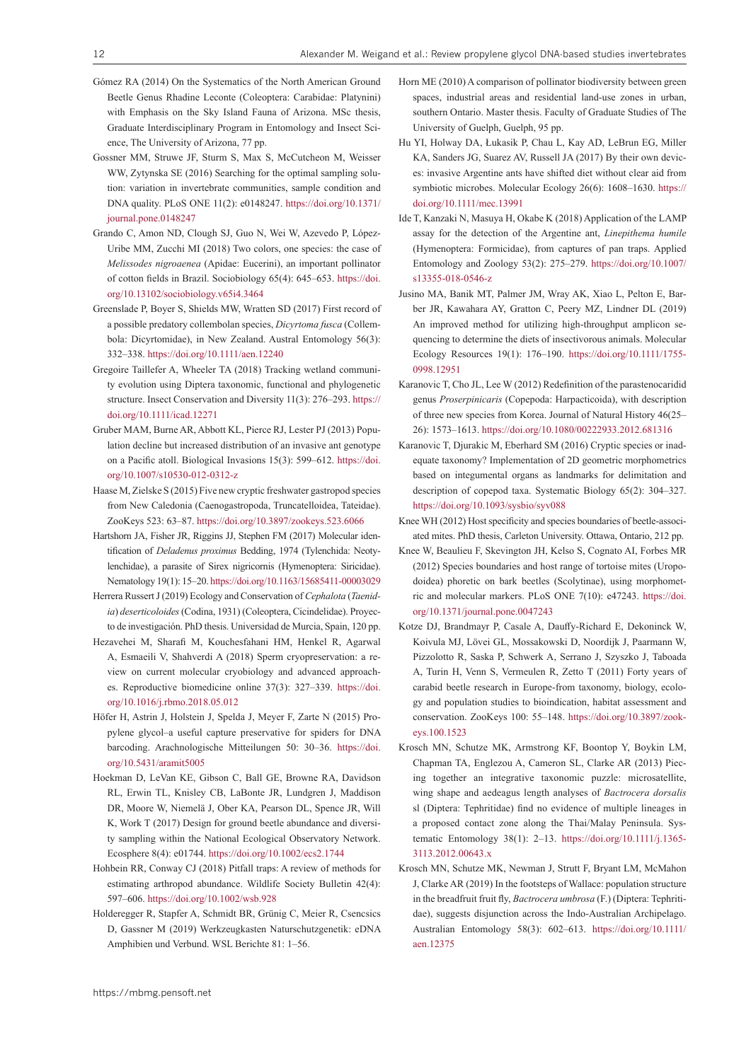Gómez RA (2014) On the Systematics of the North American Ground Beetle Genus Rhadine Leconte (Coleoptera: Carabidae: Platynini) with Emphasis on the Sky Island Fauna of Arizona. MSc thesis, Graduate Interdisciplinary Program in Entomology and Insect Science, The University of Arizona, 77 pp.

Gossner MM, Struwe JF, Sturm S, Max S, McCutcheon M, Weisser WW, Zytynska SE (2016) Searching for the optimal sampling solution: variation in invertebrate communities, sample condition and DNA quality. PLoS ONE 11(2): e0148247. https://doi.org/10.1371/journal.pone.0148247

Grando C, Amon ND, Clough SJ, Guo N, Wei W, Azevedo P, López-Uribe MM, Zucchi MI (2018) Two colors, one species: the case of *Melissodes nigroaenea* (Apidae: Eucerini), an important pollinator of cotton fields in Brazil. Sociobiology 65(4): 645–653. https://doi.org/10.13102/sociobiology.v65i4.3464

Greenslade P, Boyer S, Shields MW, Wratten SD (2017) First record of a possible predatory collembolan species, *Dicyrtoma fusca* (Collembola: Dicyrtomidae), in New Zealand. Austral Entomology 56(3): 332–338. https://doi.org/10.1111/aen.12240

Gregoire Taillefer A, Wheeler TA (2018) Tracking wetland community evolution using Diptera taxonomic, functional and phylogenetic structure. Insect Conservation and Diversity 11(3): 276–293. https://doi.org/10.1111/icad.12271

Gruber MAM, Burne AR, Abbott KL, Pierce RJ, Lester PJ (2013) Population decline but increased distribution of an invasive ant genotype on a Pacific atoll. Biological Invasions 15(3): 599–612. https://doi.org/10.1007/s10530-012-0312-z

Haase M, Zielske S (2015) Five new cryptic freshwater gastropod species from New Caledonia (Caenogastropoda, Truncatelloidea, Tateidae). ZooKeys 523: 63–87. https://doi.org/10.3897/zookeys.523.6066

Hartshorn JA, Fisher JR, Riggins JJ, Stephen FM (2017) Molecular identification of *Deladenus proximus* Bedding, 1974 (Tylenchida: Neotylenchidae), a parasite of Sirex nigricornis (Hymenoptera: Siricidae). Nematology 19(1): 15–20. https://doi.org/10.1163/15685411-00003029

Herrera Russert J (2019) Ecology and Conservation of *Cephalota* (*Taenidia*) *deserticoloides* (Codina, 1931) (Coleoptera, Cicindelidae). Proyecto de investigación. PhD thesis. Universidad de Murcia, Spain, 120 pp.

Hezavehei M, Sharafi M, Kouchesfahani HM, Henkel R, Agarwal A, Esmaeili V, Shahverdi A (2018) Sperm cryopreservation: a review on current molecular cryobiology and advanced approaches. Reproductive biomedicine online 37(3): 327–339. https://doi.org/10.1016/j.rbmo.2018.05.012

Höfer H, Astrin J, Holstein J, Spelda J, Meyer F, Zarte N (2015) Propylene glycol– a useful capture preservative for spiders for DNA barcoding. Arachnologische Mitteilungen 50: 30–36. https://doi.org/10.5431/aramit5005

Hoekman D, LeVan KE, Gibson C, Ball GE, Browne RA, Davidson RL, Erwin TL, Knisley CB, LaBonte JR, Lundgren J, Maddison DR, Moore W, Niemelä J, Ober KA, Pearson DL, Spence JR, Will K, Work T (2017) Design for ground beetle abundance and diversity sampling within the National Ecological Observatory Network. Ecosphere 8(4): e01744. https://doi.org/10.1002/ecs2.1744

Hohbein RR, Conway CJ (2018) Pitfall traps: A review of methods for estimating arthropod abundance. Wildlife Society Bulletin 42(4): 597–606. https://doi.org/10.1002/wsb.928

Holderegger R, Stapfer A, Schmidt BR, Grünig C, Meier R, Csencsics D, Gassner M (2019) Werkzeugkasten Naturschutzgenetik: eDNA Amphibien und Verbund. WSL Berichte 81: 1–56.

Horn ME (2010) A comparison of pollinator biodiversity between green spaces, industrial areas and residential land-use zones in urban, southern Ontario. Master thesis. Faculty of Graduate Studies of The University of Guelph, Guelph, 95 pp.

Hu YI, Holway DA, Łukasik P, Chau L, Kay AD, LeBrun EG, Miller KA, Sanders JG, Suarez AV, Russell JA (2017) By their own devices: invasive Argentine ants have shifted diet without clear aid from symbiotic microbes. Molecular Ecology 26(6): 1608–1630. https://doi.org/10.1111/mec.13991

Ide T, Kanzaki N, Masuya H, Okabe K (2018) Application of the LAMP assay for the detection of the Argentine ant, *Linepithema humile* (Hymenoptera: Formicidae), from captures of pan traps. Applied Entomology and Zoology 53(2): 275–279. https://doi.org/10.1007/s13355-018-0546-z

Jusino MA, Banik MT, Palmer JM, Wray AK, Xiao L, Pelton E, Barber JR, Kawahara AY, Gratton C, Peery MZ, Lindner DL (2019) An improved method for utilizing high-throughput amplicon sequencing to determine the diets of insectivorous animals. Molecular Ecology Resources 19(1): 176–190. https://doi.org/10.1111/1755-0998.12951

Karanovic T, Cho JL, Lee W (2012) Redefinition of the parastenocaridid genus *Proserpinicaris* (Copepoda: Harpacticoida), with description of three new species from Korea. Journal of Natural History 46(25–26): 1573–1613. https://doi.org/10.1080/00222933.2012.681316

Karanovic T, Djurakic M, Eberhard SM (2016) Cryptic species or inadequate taxonomy? Implementation of 2D geometric morphometrics based on integumental organs as landmarks for delimitation and description of copepod taxa. Systematic Biology 65(2): 304–327. https://doi.org/10.1093/sysbio/syv088

Knee WH (2012) Host specificity and species boundaries of beetle-associated mites. PhD thesis, Carleton University. Ottawa, Ontario, 212 pp.

Knee W, Beaulieu F, Skevington JH, Kelso S, Cognato AI, Forbes MR (2012) Species boundaries and host range of tortoise mites (Uropodoidea) phoretic on bark beetles (Scolytinae), using morphometric and molecular markers. PLoS ONE 7(10): e47243. https://doi.org/10.1371/journal.pone.0047243

Kotze DJ, Brandmayr P, Casale A, Dauffy-Richard E, Dekoninck W, Koivula MJ, Lövei GL, Mossakowski D, Noordijk J, Paarmann W, Pizzolotto R, Saska P, Schwerk A, Serrano J, Szyszko J, Taboada A, Turin H, Venn S, Vermeulen R, Zetto T (2011) Forty years of carabid beetle research in Europe-from taxonomy, biology, ecology and population studies to bioindication, habitat assessment and conservation. ZooKeys 100: 55–148. https://doi.org/10.3897/zookeys.100.1523

Krosch MN, Schutze MK, Armstrong KF, Boontop Y, Boykin LM, Chapman TA, Englezou A, Cameron SL, Clarke AR (2013) Piecing together an integrative taxonomic puzzle: microsatellite, wing shape and aedeagus length analyses of *Bactrocera dorsalis* sl (Diptera: Tephritidae) find no evidence of multiple lineages in a proposed contact zone along the Thai/Malay Peninsula. Systematic Entomology 38(1): 2–13. https://doi.org/10.1111/j.1365-3113.2012.00643.x

Krosch MN, Schutze MK, Newman J, Strutt F, Bryant LM, McMahon J, Clarke AR (2019) In the footsteps of Wallace: population structure in the breadfruit fruit fly, *Bactrocera umbrosa* (F.) (Diptera: Tephritidae), suggests disjunction across the Indo-Australian Archipelago. Australian Entomology 58(3): 602–613. https://doi.org/10.1111/aen.12375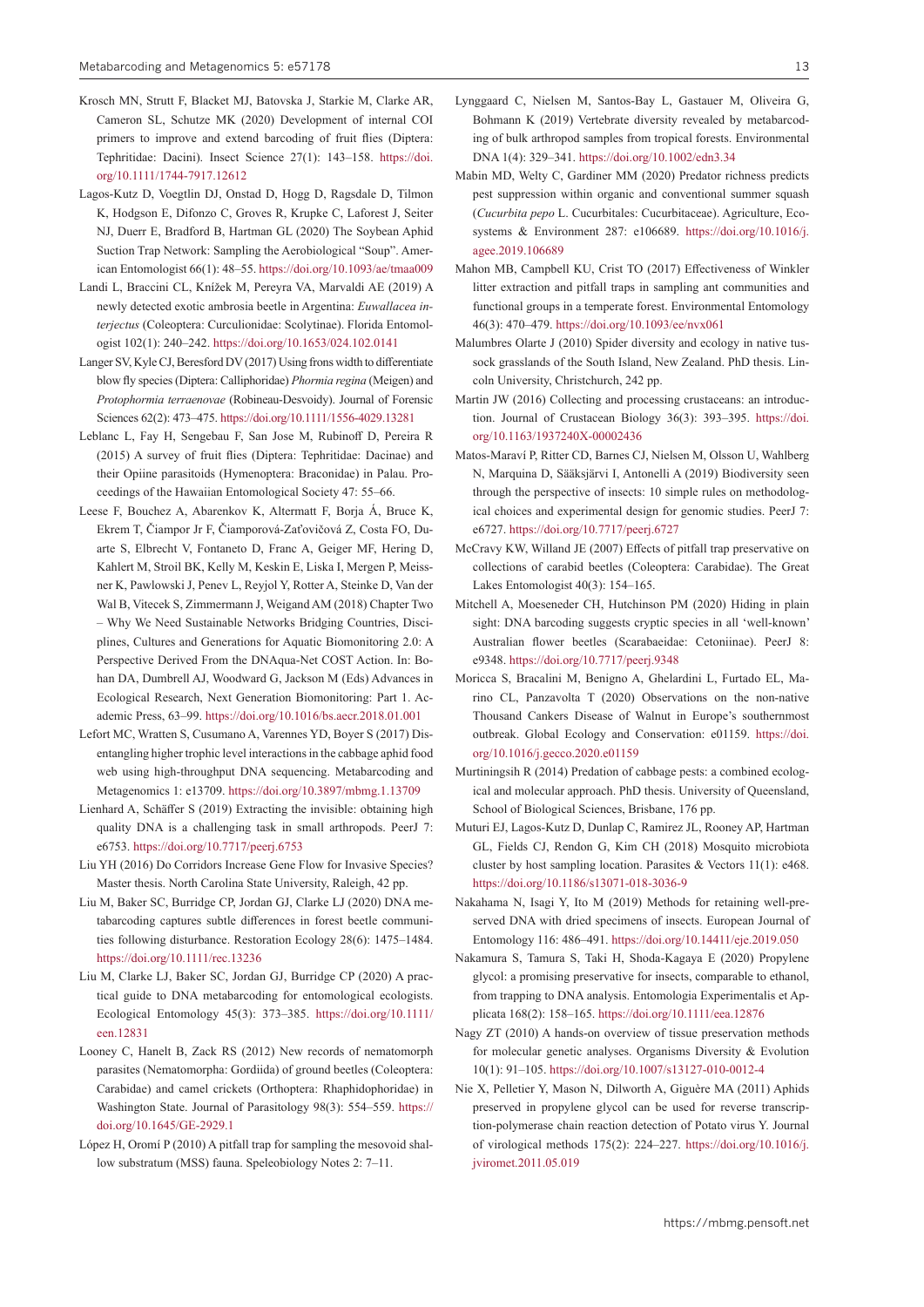Krosch MN, Strutt F, Blacket MJ, Batovska J, Starkie M, Clarke AR, Cameron SL, Schutze MK (2020) Development of internal COI primers to improve and extend barcoding of fruit flies (Diptera: Tephritidae: Dacini). Insect Science 27(1): 143–158. https://doi.org/10.1111/1744-7917.12612

Lagos-Kutz D, Voegtlin DJ, Onstad D, Hogg D, Ragsdale D, Tilmon K, Hodgson E, Difonzo C, Groves R, Krupke C, Laforest J, Seiter NJ, Duerr E, Bradford B, Hartman GL (2020) The Soybean Aphid Suction Trap Network: Sampling the Aerobiological "Soup". American Entomologist 66(1): 48–55. https://doi.org/10.1093/ae/tmaa009

Landi L, Braccini CL, Knížek M, Pereyra VA, Marvaldi AE (2019) A newly detected exotic ambrosia beetle in Argentina: *Euwallacea interjectus* (Coleoptera: Curculionidae: Scolytinae). Florida Entomologist 102(1): 240–242. https://doi.org/10.1653/024.102.0141

Langer SV, Kyle CJ, Beresford DV (2017) Using frons width to differentiate blow fly species (Diptera: Calliphoridae) *Phormia regina* (Meigen) and *Protophormia terraenovae* (Robineau-Desvoidy). Journal of Forensic Sciences 62(2): 473–475. https://doi.org/10.1111/1556-4029.13281

Leblanc L, Fay H, Sengebau F, San Jose M, Rubinoff D, Pereira R (2015) A survey of fruit flies (Diptera: Tephritidae: Dacinae) and their Opiine parasitoids (Hymenoptera: Braconidae) in Palau. Proceedings of the Hawaiian Entomological Society 47: 55–66.

Leese F, Bouchez A, Abarenkov K, Altermatt F, Borja Á, Bruce K, Ekrem T, Čiampor Jr F, Čiamporová-Zaťovičová Z, Costa FO, Duarte S, Elbrecht V, Fontaneto D, Franc A, Geiger MF, Hering D, Kahlert M, Stroil BK, Kelly M, Keskin E, Liska I, Mergen P, Meissner K, Pawlowski J, Penev L, Reyjol Y, Rotter A, Steinke D, Van der Wal B, Vitecek S, Zimmermann J, Weigand AM (2018) Chapter Two – Why We Need Sustainable Networks Bridging Countries, Disciplines, Cultures and Generations for Aquatic Biomonitoring 2.0: A Perspective Derived From the DNAqua-Net COST Action. In: Bohan DA, Dumbrell AJ, Woodward G, Jackson M (Eds) Advances in Ecological Research, Next Generation Biomonitoring: Part 1. Academic Press, 63–99. https://doi.org/10.1016/bs.aecr.2018.01.001

Lefort MC, Wratten S, Cusumano A, Varennes YD, Boyer S (2017) Disentangling higher trophic level interactions in the cabbage aphid food web using high-throughput DNA sequencing. Metabarcoding and Metagenomics 1: e13709. https://doi.org/10.3897/mbmg.1.13709

Lienhard A, Schäffer S (2019) Extracting the invisible: obtaining high quality DNA is a challenging task in small arthropods. PeerJ 7: e6753. https://doi.org/10.7717/peerj.6753

Liu YH (2016) Do Corridors Increase Gene Flow for Invasive Species? Master thesis. North Carolina State University, Raleigh, 42 pp.

Liu M, Baker SC, Burridge CP, Jordan GJ, Clarke LJ (2020) DNA metabarcoding captures subtle differences in forest beetle communities following disturbance. Restoration Ecology 28(6): 1475–1484. https://doi.org/10.1111/rec.13236

Liu M, Clarke LJ, Baker SC, Jordan GJ, Burridge CP (2020) A practical guide to DNA metabarcoding for entomological ecologists. Ecological Entomology 45(3): 373–385. https://doi.org/10.1111/een.12831

Looney C, Hanelt B, Zack RS (2012) New records of nematomorph parasites (Nematomorpha: Gordiida) of ground beetles (Coleoptera: Carabidae) and camel crickets (Orthoptera: Rhaphidophoridae) in Washington State. Journal of Parasitology 98(3): 554–559. https://doi.org/10.1645/GE-2929.1

López H, Oromí P (2010) A pitfall trap for sampling the mesovoid shallow substratum (MSS) fauna. Speleobiology Notes 2: 7–11.

Lynggaard C, Nielsen M, Santos-Bay L, Gastauer M, Oliveira G, Bohmann K (2019) Vertebrate diversity revealed by metabarcoding of bulk arthropod samples from tropical forests. Environmental DNA 1(4): 329–341. https://doi.org/10.1002/edn3.34

Mabin MD, Welty C, Gardiner MM (2020) Predator richness predicts pest suppression within organic and conventional summer squash (*Cucurbita pepo* L. Cucurbitales: Cucurbitaceae). Agriculture, Ecosystems & Environment 287: e106689. https://doi.org/10.1016/j.agee.2019.106689

Mahon MB, Campbell KU, Crist TO (2017) Effectiveness of Winkler litter extraction and pitfall traps in sampling ant communities and functional groups in a temperate forest. Environmental Entomology 46(3): 470–479. https://doi.org/10.1093/ee/nvx061

Malumbres Olarte J (2010) Spider diversity and ecology in native tussock grasslands of the South Island, New Zealand. PhD thesis. Lincoln University, Christchurch, 242 pp.

Martin JW (2016) Collecting and processing crustaceans: an introduction. Journal of Crustacean Biology 36(3): 393–395. https://doi.org/10.1163/1937240X-00002436

Matos-Maraví P, Ritter CD, Barnes CJ, Nielsen M, Olsson U, Wahlberg N, Marquina D, Sääksjärvi I, Antonelli A (2019) Biodiversity seen through the perspective of insects: 10 simple rules on methodological choices and experimental design for genomic studies. PeerJ 7: e6727. https://doi.org/10.7717/peerj.6727

McCravy KW, Willand JE (2007) Effects of pitfall trap preservative on collections of carabid beetles (Coleoptera: Carabidae). The Great Lakes Entomologist 40(3): 154–165.

Mitchell A, Moeseneder CH, Hutchinson PM (2020) Hiding in plain sight: DNA barcoding suggests cryptic species in all 'well-known' Australian flower beetles (Scarabaeidae: Cetoniinae). PeerJ 8: e9348. https://doi.org/10.7717/peerj.9348

Moricca S, Bracalini M, Benigno A, Ghelardini L, Furtado EL, Marino CL, Panzavolta T (2020) Observations on the non-native Thousand Cankers Disease of Walnut in Europe's southernmost outbreak. Global Ecology and Conservation: e01159. https://doi.org/10.1016/j.gecco.2020.e01159

Murtiningsih R (2014) Predation of cabbage pests: a combined ecological and molecular approach. PhD thesis. University of Queensland, School of Biological Sciences, Brisbane, 176 pp.

Muturi EJ, Lagos-Kutz D, Dunlap C, Ramirez JL, Rooney AP, Hartman GL, Fields CJ, Rendon G, Kim CH (2018) Mosquito microbiota cluster by host sampling location. Parasites & Vectors 11(1): e468. https://doi.org/10.1186/s13071-018-3036-9

Nakahama N, Isagi Y, Ito M (2019) Methods for retaining well-preserved DNA with dried specimens of insects. European Journal of Entomology 116: 486–491. https://doi.org/10.14411/eje.2019.050

Nakamura S, Tamura S, Taki H, Shoda-Kagaya E (2020) Propylene glycol: a promising preservative for insects, comparable to ethanol, from trapping to DNA analysis. Entomologia Experimentalis et Applicata 168(2): 158–165. https://doi.org/10.1111/eea.12876

Nagy ZT (2010) A hands-on overview of tissue preservation methods for molecular genetic analyses. Organisms Diversity & Evolution 10(1): 91–105. https://doi.org/10.1007/s13127-010-0012-4

Nie X, Pelletier Y, Mason N, Dilworth A, Giguère MA (2011) Aphids preserved in propylene glycol can be used for reverse transcription-polymerase chain reaction detection of Potato virus Y. Journal of virological methods 175(2): 224–227. https://doi.org/10.1016/j.jviromet.2011.05.019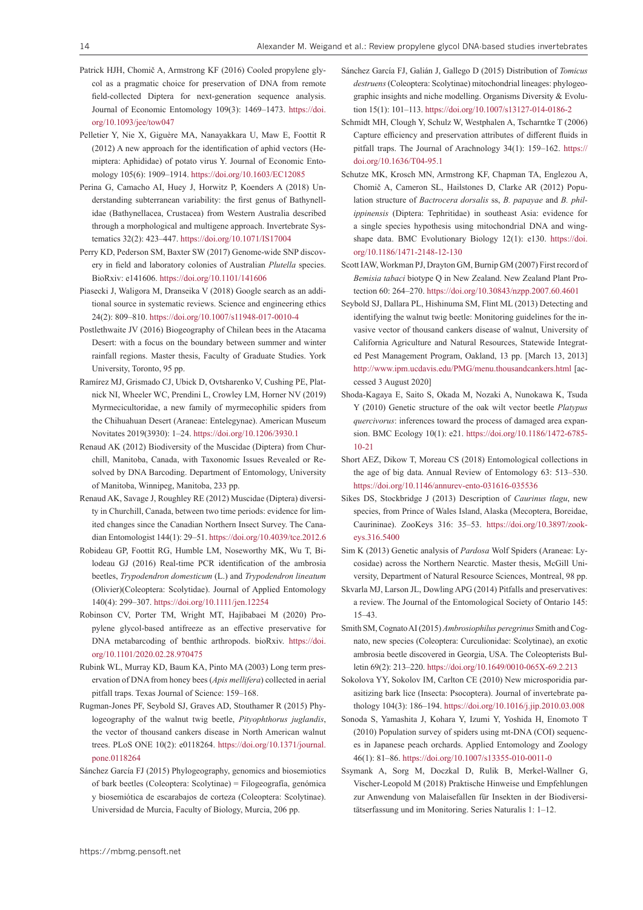Patrick HJH, Chomič A, Armstrong KF (2016) Cooled propylene glycol as a pragmatic choice for preservation of DNA from remote field-collected Diptera for next-generation sequence analysis. Journal of Economic Entomology 109(3): 1469–1473. https://doi.org/10.1093/jee/tow047

Pelletier Y, Nie X, Giguère MA, Nanayakkara U, Maw E, Foottit R (2012) A new approach for the identification of aphid vectors (Hemiptera: Aphididae) of potato virus Y. Journal of Economic Entomology 105(6): 1909–1914. https://doi.org/10.1603/EC12085

Perina G, Camacho AI, Huey J, Horwitz P, Koenders A (2018) Understanding subterranean variability: the first genus of Bathynellidae (Bathynellacea, Crustacea) from Western Australia described through a morphological and multigene approach. Invertebrate Systematics 32(2): 423–447. https://doi.org/10.1071/IS17004

Perry KD, Pederson SM, Baxter SW (2017) Genome-wide SNP discovery in field and laboratory colonies of Australian *Plutella* species. BioRxiv: e141606. https://doi.org/10.1101/141606

Piasecki J, Waligora M, Dranseika V (2018) Google search as an additional source in systematic reviews. Science and engineering ethics 24(2): 809–810. https://doi.org/10.1007/s11948-017-0010-4

Postlethwaite JV (2016) Biogeography of Chilean bees in the Atacama Desert: with a focus on the boundary between summer and winter rainfall regions. Master thesis, Faculty of Graduate Studies. York University, Toronto, 95 pp.

Ramírez MJ, Grismado CJ, Ubick D, Ovtsharenko V, Cushing PE, Platnick NI, Wheeler WC, Prendini L, Crowley LM, Horner NV (2019) Myrmecicultoridae, a new family of myrmecophilic spiders from the Chihuahuan Desert (Araneae: Entelegynae). American Museum Novitates 2019(3930): 1–24. https://doi.org/10.1206/3930.1

Renaud AK (2012) Biodiversity of the Muscidae (Diptera) from Churchill, Manitoba, Canada, with Taxonomic Issues Revealed or Resolved by DNA Barcoding. Department of Entomology, University of Manitoba, Winnipeg, Manitoba, 233 pp.

Renaud AK, Savage J, Roughley RE (2012) Muscidae (Diptera) diversity in Churchill, Canada, between two time periods: evidence for limited changes since the Canadian Northern Insect Survey. The Canadian Entomologist 144(1): 29–51. https://doi.org/10.4039/tce.2012.6

Robideau GP, Foottit RG, Humble LM, Noseworthy MK, Wu T, Bilodeau GJ (2016) Real-time PCR identification of the ambrosia beetles, *Trypodendron domesticum* (L.) and *Trypodendron lineatum* (Olivier)(Coleoptera: Scolytidae). Journal of Applied Entomology 140(4): 299–307. https://doi.org/10.1111/jen.12254

Robinson CV, Porter TM, Wright MT, Hajibabaei M (2020) Propylene glycol-based antifreeze as an effective preservative for DNA metabarcoding of benthic arthropods. bioRxiv. https://doi.org/10.1101/2020.02.28.970475

Rubink WL, Murray KD, Baum KA, Pinto MA (2003) Long term preservation of DNA from honey bees (*Apis mellifera*) collected in aerial pitfall traps. Texas Journal of Science: 159–168.

Rugman-Jones PF, Seybold SJ, Graves AD, Stouthamer R (2015) Phylogeography of the walnut twig beetle, *Pityophthorus juglandis*, the vector of thousand cankers disease in North American walnut trees. PLoS ONE 10(2): e0118264. https://doi.org/10.1371/journal.pone.0118264

Sánchez García FJ (2015) Phylogeography, genomics and biosemiotics of bark beetles (Coleoptera: Scolytinae) = Filogeografía, genómica y biosemiótica de escarabajos de corteza (Coleoptera: Scolytinae). Universidad de Murcia, Faculty of Biology, Murcia, 206 pp.

Sánchez García FJ, Galián J, Gallego D (2015) Distribution of *Tomicus destruens* (Coleoptera: Scolytinae) mitochondrial lineages: phylogeographic insights and niche modelling. Organisms Diversity & Evolution 15(1): 101–113. https://doi.org/10.1007/s13127-014-0186-2

Schmidt MH, Clough Y, Schulz W, Westphalen A, Tscharntke T (2006) Capture efficiency and preservation attributes of different fluids in pitfall traps. The Journal of Arachnology 34(1): 159–162. https://doi.org/10.1636/T04-95.1

Schutze MK, Krosch MN, Armstrong KF, Chapman TA, Englezou A, Chomič A, Cameron SL, Hailstones D, Clarke AR (2012) Population structure of *Bactrocera dorsalis* ss, *B. papayae* and *B. philippinensis* (Diptera: Tephritidae) in southeast Asia: evidence for a single species hypothesis using mitochondrial DNA and wing-shape data. BMC Evolutionary Biology 12(1): e130. https://doi.org/10.1186/1471-2148-12-130

Scott IAW, Workman PJ, Drayton GM, Burnip GM (2007) First record of *Bemisia tabaci* biotype Q in New Zealand. New Zealand Plant Protection 60: 264–270. https://doi.org/10.30843/nzpp.2007.60.4601

Seybold SJ, Dallara PL, Hishinuma SM, Flint ML (2013) Detecting and identifying the walnut twig beetle: Monitoring guidelines for the invasive vector of thousand cankers disease of walnut, University of California Agriculture and Natural Resources, Statewide Integrated Pest Management Program, Oakland, 13 pp. [March 13, 2013] http://www.ipm.ucdavis.edu/PMG/menu.thousandcankers.html [accessed 3 August 2020]

Shoda-Kagaya E, Saito S, Okada M, Nozaki A, Nunokawa K, Tsuda Y (2010) Genetic structure of the oak wilt vector beetle *Platypus quercivorus*: inferences toward the process of damaged area expansion. BMC Ecology 10(1): e21. https://doi.org/10.1186/1472-6785-10-21

Short AEZ, Dikow T, Moreau CS (2018) Entomological collections in the age of big data. Annual Review of Entomology 63: 513–530. https://doi.org/10.1146/annurev-ento-031616-035536

Sikes DS, Stockbridge J (2013) Description of *Caurinus tlagu*, new species, from Prince of Wales Island, Alaska (Mecoptera, Boreidae, Caurininae). ZooKeys 316: 35–53. https://doi.org/10.3897/zookeys.316.5400

Sim K (2013) Genetic analysis of *Pardosa* Wolf Spiders (Araneae: Lycosidae) across the Northern Nearctic. Master thesis, McGill University, Department of Natural Resource Sciences, Montreal, 98 pp.

Skvarla MJ, Larson JL, Dowling APG (2014) Pitfalls and preservatives: a review. The Journal of the Entomological Society of Ontario 145: 15–43.

Smith SM, Cognato AI (2015) *Ambrosiophilus peregrinus* Smith and Cognato, new species (Coleoptera: Curculionidae: Scolytinae), an exotic ambrosia beetle discovered in Georgia, USA. The Coleopterists Bulletin 69(2): 213–220. https://doi.org/10.1649/0010-065X-69.2.213

Sokolova YY, Sokolov IM, Carlton CE (2010) New microsporidia parasitizing bark lice (Insecta: Psocoptera). Journal of invertebrate pathology 104(3): 186–194. https://doi.org/10.1016/j.jip.2010.03.008

Sonoda S, Yamashita J, Kohara Y, Izumi Y, Yoshida H, Enomoto T (2010) Population survey of spiders using mt-DNA (COI) sequences in Japanese peach orchards. Applied Entomology and Zoology 46(1): 81–86. https://doi.org/10.1007/s13355-010-0011-0

Ssymank A, Sorg M, Doczkal D, Rulik B, Merkel-Wallner G, Vischer-Leopold M (2018) Praktische Hinweise und Empfehlungen zur Anwendung von Malaisefallen für Insekten in der Biodiversitätserfassung und im Monitoring. Series Naturalis 1: 1–12.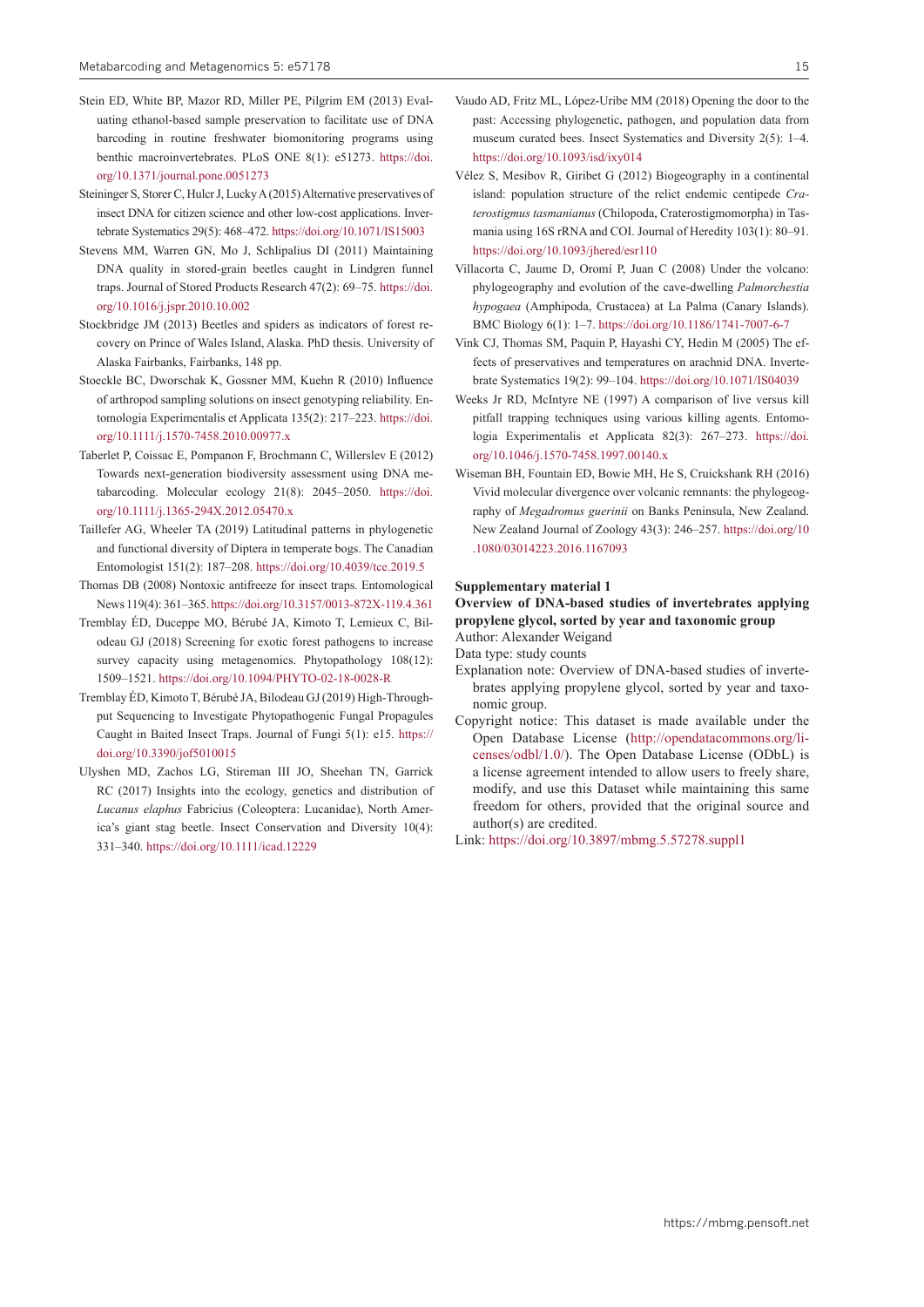Stein ED, White BP, Mazor RD, Miller PE, Pilgrim EM (2013) Evaluating ethanol-based sample preservation to facilitate use of DNA barcoding in routine freshwater biomonitoring programs using benthic macroinvertebrates. PLoS ONE 8(1): e51273. https://doi.org/10.1371/journal.pone.0051273

Steininger S, Storer C, Hulcr J, Lucky A (2015) Alternative preservatives of insect DNA for citizen science and other low-cost applications. Invertebrate Systematics 29(5): 468–472. https://doi.org/10.1071/IS15003

Stevens MM, Warren GN, Mo J, Schlipalius DI (2011) Maintaining DNA quality in stored-grain beetles caught in Lindgren funnel traps. Journal of Stored Products Research 47(2): 69–75. https://doi.org/10.1016/j.jspr.2010.10.002

Stockbridge JM (2013) Beetles and spiders as indicators of forest recovery on Prince of Wales Island, Alaska. PhD thesis. University of Alaska Fairbanks, Fairbanks, 148 pp.

Stoeckle BC, Dworschak K, Gossner MM, Kuehn R (2010) Influence of arthropod sampling solutions on insect genotyping reliability. Entomologia Experimentalis et Applicata 135(2): 217–223. https://doi.org/10.1111/j.1570-7458.2010.00977.x

Taberlet P, Coissac E, Pompanon F, Brochmann C, Willerslev E (2012) Towards next-generation biodiversity assessment using DNA metabarcoding. Molecular ecology 21(8): 2045–2050. https://doi.org/10.1111/j.1365-294X.2012.05470.x

Taillefer AG, Wheeler TA (2019) Latitudinal patterns in phylogenetic and functional diversity of Diptera in temperate bogs. The Canadian Entomologist 151(2): 187–208. https://doi.org/10.4039/tce.2019.5

Thomas DB (2008) Nontoxic antifreeze for insect traps. Entomological News 119(4): 361–365. https://doi.org/10.3157/0013-872X-119.4.361

Tremblay ÉD, Duceppe MO, Bérubé JA, Kimoto T, Lemieux C, Bilodeau GJ (2018) Screening for exotic forest pathogens to increase survey capacity using metagenomics. Phytopathology 108(12): 1509–1521. https://doi.org/10.1094/PHYTO-02-18-0028-R

Tremblay ÉD, Kimoto T, Bérubé JA, Bilodeau GJ (2019) High-Throughput Sequencing to Investigate Phytopathogenic Fungal Propagules Caught in Baited Insect Traps. Journal of Fungi 5(1): e15. https://doi.org/10.3390/jof5010015

Ulyshen MD, Zachos LG, Stireman III JO, Sheehan TN, Garrick RC (2017) Insights into the ecology, genetics and distribution of *Lucanus elaphus* Fabricius (Coleoptera: Lucanidae), North America's giant stag beetle. Insect Conservation and Diversity 10(4): 331–340. https://doi.org/10.1111/icad.12229

Vaudo AD, Fritz ML, López-Uribe MM (2018) Opening the door to the past: Accessing phylogenetic, pathogen, and population data from museum curated bees. Insect Systematics and Diversity 2(5): 1–4. https://doi.org/10.1093/isd/ixy014

Vélez S, Mesibov R, Giribet G (2012) Biogeography in a continental island: population structure of the relict endemic centipede *Craterostigmus tasmanianus* (Chilopoda, Craterostigmomorpha) in Tasmania using 16S rRNA and COI. Journal of Heredity 103(1): 80–91. https://doi.org/10.1093/jhered/esr110

Villacorta C, Jaume D, Oromí P, Juan C (2008) Under the volcano: phylogeography and evolution of the cave-dwelling *Palmorchestia hypogaea* (Amphipoda, Crustacea) at La Palma (Canary Islands). BMC Biology 6(1): 1–7. https://doi.org/10.1186/1741-7007-6-7

Vink CJ, Thomas SM, Paquin P, Hayashi CY, Hedin M (2005) The effects of preservatives and temperatures on arachnid DNA. Invertebrate Systematics 19(2): 99–104. https://doi.org/10.1071/IS04039

Weeks Jr RD, McIntyre NE (1997) A comparison of live versus kill pitfall trapping techniques using various killing agents. Entomologia Experimentalis et Applicata 82(3): 267–273. https://doi.org/10.1046/j.1570-7458.1997.00140.x

Wiseman BH, Fountain ED, Bowie MH, He S, Cruickshank RH (2016) Vivid molecular divergence over volcanic remnants: the phylogeography of *Megadromus guerinii* on Banks Peninsula, New Zealand. New Zealand Journal of Zoology 43(3): 246–257. https://doi.org/10.1080/03014223.2016.1167093

**Supplementary material 1**

**Overview of DNA-based studies of invertebrates applying propylene glycol, sorted by year and taxonomic group**

Author: Alexander Weigand

Data type: study counts

Explanation note: Overview of DNA-based studies of invertebrates applying propylene glycol, sorted by year and taxonomic group.

Copyright notice: This dataset is made available under the Open Database License (http://opendatacommons.org/licenses/odbl/1.0/). The Open Database License (ODbL) is a license agreement intended to allow users to freely share, modify, and use this Dataset while maintaining this same freedom for others, provided that the original source and author(s) are credited.

Link: https://doi.org/10.3897/mbmg.5.57278.suppl1